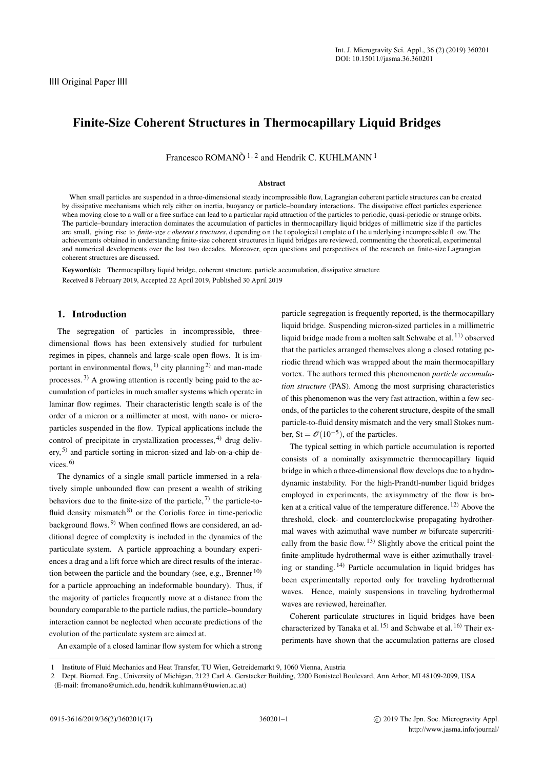|||| Original Paper ||||

# Finite-Size Coherent Structures in Thermocapillary Liquid Bridges

Francesco ROMANÒ [1,2] and Hendrik C. KUHLMANN [1]

### Abstract

When small particles are suspended in a three-dimensional steady incompressible flow, Lagrangian coherent particle structures can be created by dissipative mechanisms which rely either on inertia, buoyancy or particle–boundary interactions. The dissipative effect particles experience when moving close to a wall or a free surface can lead to a particular rapid attraction of the particles to periodic, quasi-periodic or strange orbits. The particle–boundary interaction dominates the accumulation of particles in thermocapillary liquid bridges of millimetric size if the particles are small, giving rise to *finite-size coherent structures*, depending on the topological template of the underlying incompressible flow. The achievements obtained in understanding finite-size coherent structures in liquid bridges are reviewed, commenting the theoretical, experimental and numerical developments over the last two decades. Moreover, open questions and perspectives of the research on finite-size Lagrangian coherent structures are discussed.

**Keyword(s):** Thermocapillary liquid bridge, coherent structure, particle accumulation, dissipative structure

Received 8 February 2019, Accepted 22 April 2019, Published 30 April 2019

## 1. Introduction

The segregation of particles in incompressible, three-dimensional flows has been extensively studied for turbulent regimes in pipes, channels and large-scale open flows. It is important in environmental flows,[1] city planning[2] and man-made processes.[3] A growing attention is recently being paid to the accumulation of particles in much smaller systems which operate in laminar flow regimes. Their characteristic length scale is of the order of a micron or a millimeter at most, with nano- or micro-particles suspended in the flow. Typical applications include the control of precipitate in crystallization processes,[4] drug delivery,[5] and particle sorting in micron-sized and lab-on-a-chip devices.[6]

The dynamics of a single small particle immersed in a relatively simple unbounded flow can present a wealth of striking behaviors due to the finite-size of the particle,[7] the particle-to-fluid density mismatch[8] or the Coriolis force in time-periodic background flows.[9] When confined flows are considered, an additional degree of complexity is included in the dynamics of the particulate system. A particle approaching a boundary experiences a drag and a lift force which are direct results of the interaction between the particle and the boundary (see, e.g., Brenner[10] for a particle approaching an indeformable boundary). Thus, if the majority of particles frequently move at a distance from the boundary comparable to the particle radius, the particle–boundary interaction cannot be neglected when accurate predictions of the evolution of the particulate system are aimed at.

An example of a closed laminar flow system for which a strong particle segregation is frequently reported, is the thermocapillary liquid bridge. Suspending micron-sized particles in a millimetric liquid bridge made from a molten salt Schwabe et al.[11] observed that the particles arranged themselves along a closed rotating periodic thread which was wrapped about the main thermocapillary vortex. The authors termed this phenomenon *particle accumulation structure* (PAS). Among the most surprising characteristics of this phenomenon was the very fast attraction, within a few seconds, of the particles to the coherent structure, despite of the small particle-to-fluid density mismatch and the very small Stokes number, $\mathrm{St} = \mathscr{O}(10^{-5})$, of the particles.

The typical setting in which particle accumulation is reported consists of a nominally axisymmetric thermocapillary liquid bridge in which a three-dimensional flow develops due to a hydrodynamic instability. For the high-Prandtl-number liquid bridges employed in experiments, the axisymmetry of the flow is broken at a critical value of the temperature difference.[12] Above the threshold, clock- and counterclockwise propagating hydrothermal waves with azimuthal wave number $m$ bifurcate supercritically from the basic flow.[13] Slightly above the critical point the finite-amplitude hydrothermal wave is either azimuthally traveling or standing.[14] Particle accumulation in liquid bridges has been experimentally reported only for traveling hydrothermal waves. Hence, mainly suspensions in traveling hydrothermal waves are reviewed, hereinafter.

Coherent particulate structures in liquid bridges have been characterized by Tanaka et al.[15] and Schwabe et al.[16] Their experiments have shown that the accumulation patterns are closed

---

1 Institute of Fluid Mechanics and Heat Transfer, TU Wien, Getreidemarkt 9, 1060 Vienna, Austria

2 Dept. Biomed. Eng., University of Michigan, 2123 Carl A. Gerstacker Building, 2200 Bonisteel Boulevard, Ann Arbor, MI 48109-2099, USA
(E-mail: frromano@umich.edu, hendrik.kuhlmann@tuwien.ac.at)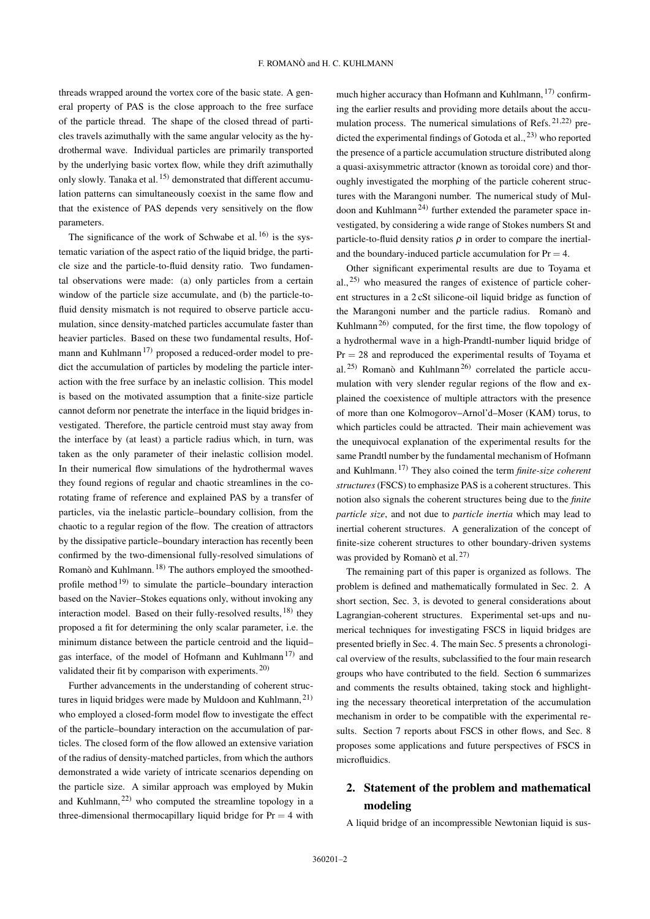threads wrapped around the vortex core of the basic state. A general property of PAS is the close approach to the free surface of the particle thread. The shape of the closed thread of particles travels azimuthally with the same angular velocity as the hydrothermal wave. Individual particles are primarily transported by the underlying basic vortex flow, while they drift azimuthally only slowly. Tanaka et al.[15] demonstrated that different accumulation patterns can simultaneously coexist in the same flow and that the existence of PAS depends very sensitively on the flow parameters.

The significance of the work of Schwabe et al.[16] is the systematic variation of the aspect ratio of the liquid bridge, the particle size and the particle-to-fluid density ratio. Two fundamental observations were made: (a) only particles from a certain window of the particle size accumulate, and (b) the particle-to-fluid density mismatch is not required to observe particle accumulation, since density-matched particles accumulate faster than heavier particles. Based on these two fundamental results, Hofmann and Kuhlmann[17] proposed a reduced-order model to predict the accumulation of particles by modeling the particle interaction with the free surface by an inelastic collision. This model is based on the motivated assumption that a finite-size particle cannot deform nor penetrate the interface in the liquid bridges investigated. Therefore, the particle centroid must stay away from the interface by (at least) a particle radius which, in turn, was taken as the only parameter of their inelastic collision model. In their numerical flow simulations of the hydrothermal waves they found regions of regular and chaotic streamlines in the co-rotating frame of reference and explained PAS by a transfer of particles, via the inelastic particle–boundary collision, from the chaotic to a regular region of the flow. The creation of attractors by the dissipative particle–boundary interaction has recently been confirmed by the two-dimensional fully-resolved simulations of Romanò and Kuhlmann.[18] The authors employed the smoothed-profile method[19] to simulate the particle–boundary interaction based on the Navier–Stokes equations only, without invoking any interaction model. Based on their fully-resolved results,[18] they proposed a fit for determining the only scalar parameter, i.e. the minimum distance between the particle centroid and the liquid–gas interface, of the model of Hofmann and Kuhlmann[17] and validated their fit by comparison with experiments.[20]

Further advancements in the understanding of coherent structures in liquid bridges were made by Muldoon and Kuhlmann,[21] who employed a closed-form model flow to investigate the effect of the particle–boundary interaction on the accumulation of particles. The closed form of the flow allowed an extensive variation of the radius of density-matched particles, from which the authors demonstrated a wide variety of intricate scenarios depending on the particle size. A similar approach was employed by Mukin and Kuhlmann,[22] who computed the streamline topology in a three-dimensional thermocapillary liquid bridge for $\mathrm{Pr} = 4$ with much higher accuracy than Hofmann and Kuhlmann,[17] confirming the earlier results and providing more details about the accumulation process. The numerical simulations of Refs.[21,22] predicted the experimental findings of Gotoda et al.,[23] who reported the presence of a particle accumulation structure distributed along a quasi-axisymmetric attractor (known as toroidal core) and thoroughly investigated the morphing of the particle coherent structures with the Marangoni number. The numerical study of Muldoon and Kuhlmann[24] further extended the parameter space investigated, by considering a wide range of Stokes numbers St and particle-to-fluid density ratios $\rho$ in order to compare the inertial- and the boundary-induced particle accumulation for $\mathrm{Pr} = 4$.

Other significant experimental results are due to Toyama et al.,[25] who measured the ranges of existence of particle coherent structures in a 2 cSt silicone-oil liquid bridge as function of the Marangoni number and the particle radius. Romanò and Kuhlmann[26] computed, for the first time, the flow topology of a hydrothermal wave in a high-Prandtl-number liquid bridge of $\mathrm{Pr} = 28$ and reproduced the experimental results of Toyama et al.[25] Romanò and Kuhlmann[26] correlated the particle accumulation with very slender regular regions of the flow and explained the coexistence of multiple attractors with the presence of more than one Kolmogorov–Arnol'd–Moser (KAM) torus, to which particles could be attracted. Their main achievement was the unequivocal explanation of the experimental results for the same Prandtl number by the fundamental mechanism of Hofmann and Kuhlmann.[17] They also coined the term *finite-size coherent structures* (FSCS) to emphasize PAS is a coherent structures. This notion also signals the coherent structures being due to the *finite particle size*, and not due to *particle inertia* which may lead to inertial coherent structures. A generalization of the concept of finite-size coherent structures to other boundary-driven systems was provided by Romanò et al.[27]

The remaining part of this paper is organized as follows. The problem is defined and mathematically formulated in Sec. 2. A short section, Sec. 3, is devoted to general considerations about Lagrangian-coherent structures. Experimental set-ups and numerical techniques for investigating FSCS in liquid bridges are presented briefly in Sec. 4. The main Sec. 5 presents a chronological overview of the results, subclassified to the four main research groups who have contributed to the field. Section 6 summarizes and comments the results obtained, taking stock and highlighting the necessary theoretical interpretation of the accumulation mechanism in order to be compatible with the experimental results. Section 7 reports about FSCS in other flows, and Sec. 8 proposes some applications and future perspectives of FSCS in microfluidics.

## 2. Statement of the problem and mathematical modeling

A liquid bridge of an incompressible Newtonian liquid is sus-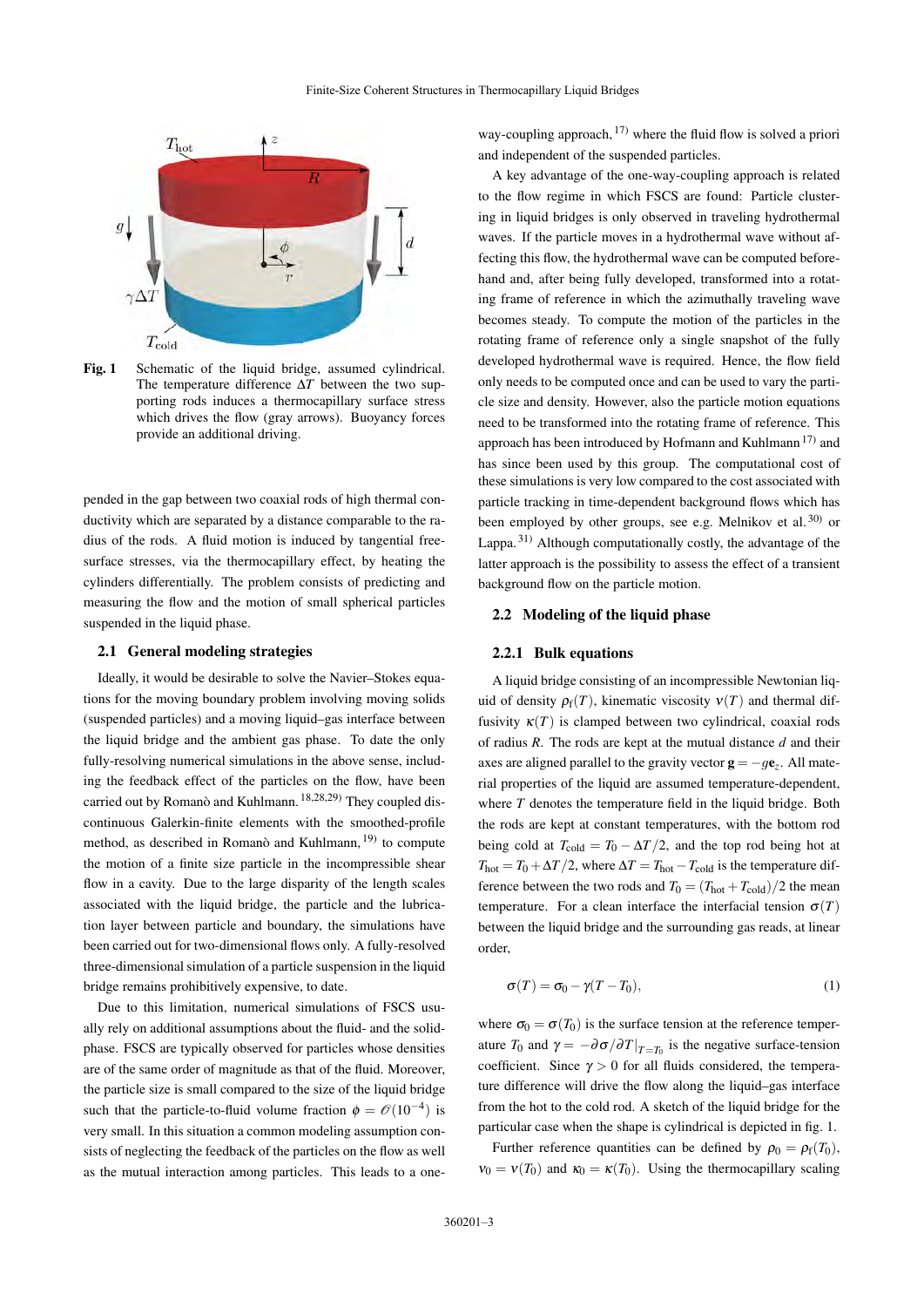**Fig. 1** Schematic of the liquid bridge, assumed cylindrical. The temperature difference $\Delta T$ between the two supporting rods induces a thermocapillary surface stress which drives the flow (gray arrows). Buoyancy forces provide an additional driving.

pended in the gap between two coaxial rods of high thermal conductivity which are separated by a distance comparable to the radius of the rods. A fluid motion is induced by tangential free-surface stresses, via the thermocapillary effect, by heating the cylinders differentially. The problem consists of predicting and measuring the flow and the motion of small spherical particles suspended in the liquid phase.

### 2.1 General modeling strategies

Ideally, it would be desirable to solve the Navier–Stokes equations for the moving boundary problem involving moving solids (suspended particles) and a moving liquid–gas interface between the liquid bridge and the ambient gas phase. To date the only fully-resolving numerical simulations in the above sense, including the feedback effect of the particles on the flow, have been carried out by Romanò and Kuhlmann.[18,28,29] They coupled discontinuous Galerkin-finite elements with the smoothed-profile method, as described in Romanò and Kuhlmann,[19] to compute the motion of a finite size particle in the incompressible shear flow in a cavity. Due to the large disparity of the length scales associated with the liquid bridge, the particle and the lubrication layer between particle and boundary, the simulations have been carried out for two-dimensional flows only. A fully-resolved three-dimensional simulation of a particle suspension in the liquid bridge remains prohibitively expensive, to date.

Due to this limitation, numerical simulations of FSCS usually rely on additional assumptions about the fluid- and the solid-phase. FSCS are typically observed for particles whose densities are of the same order of magnitude as that of the fluid. Moreover, the particle size is small compared to the size of the liquid bridge such that the particle-to-fluid volume fraction $\phi = \mathscr{O}(10^{-4})$ is very small. In this situation a common modeling assumption consists of neglecting the feedback of the particles on the flow as well as the mutual interaction among particles. This leads to a one-way-coupling approach,[17] where the fluid flow is solved a priori and independent of the suspended particles.

A key advantage of the one-way-coupling approach is related to the flow regime in which FSCS are found: Particle clustering in liquid bridges is only observed in traveling hydrothermal waves. If the particle moves in a hydrothermal wave without affecting this flow, the hydrothermal wave can be computed beforehand and, after being fully developed, transformed into a rotating frame of reference in which the azimuthally traveling wave becomes steady. To compute the motion of the particles in the rotating frame of reference only a single snapshot of the fully developed hydrothermal wave is required. Hence, the flow field only needs to be computed once and can be used to vary the particle size and density. However, also the particle motion equations need to be transformed into the rotating frame of reference. This approach has been introduced by Hofmann and Kuhlmann[17] and has since been used by this group. The computational cost of these simulations is very low compared to the cost associated with particle tracking in time-dependent background flows which has been employed by other groups, see e.g. Melnikov et al.[30] or Lappa.[31] Although computationally costly, the advantage of the latter approach is the possibility to assess the effect of a transient background flow on the particle motion.

### 2.2 Modeling of the liquid phase

#### 2.2.1 Bulk equations

A liquid bridge consisting of an incompressible Newtonian liquid of density $\rho_f(T)$, kinematic viscosity $\nu(T)$ and thermal diffusivity $\kappa(T)$ is clamped between two cylindrical, coaxial rods of radius $R$. The rods are kept at the mutual distance $d$ and their axes are aligned parallel to the gravity vector $\mathbf{g} = -g\mathbf{e}_z$. All material properties of the liquid are assumed temperature-dependent, where $T$ denotes the temperature field in the liquid bridge. Both the rods are kept at constant temperatures, with the bottom rod being cold at $T_{\rm cold} = T_0 - \Delta T/2$, and the top rod being hot at $T_{\rm hot} = T_0 + \Delta T/2$, where $\Delta T = T_{\rm hot} - T_{\rm cold}$ is the temperature difference between the two rods and $T_0 = (T_{\rm hot} + T_{\rm cold})/2$ the mean temperature. For a clean interface the interfacial tension $\sigma(T)$ between the liquid bridge and the surrounding gas reads, at linear order,

$$\sigma(T) = \sigma_0 - \gamma(T - T_0), \tag{1}$$

where $\sigma_0 = \sigma(T_0)$ is the surface tension at the reference temperature $T_0$ and $\gamma = -\partial\sigma/\partial T|_{T=T_0}$ is the negative surface-tension coefficient. Since $\gamma > 0$ for all fluids considered, the temperature difference will drive the flow along the liquid–gas interface from the hot to the cold rod. A sketch of the liquid bridge for the particular case when the shape is cylindrical is depicted in fig. 1.

Further reference quantities can be defined by $\rho_0 = \rho_f(T_0)$, $\nu_0 = \nu(T_0)$ and $\kappa_0 = \kappa(T_0)$. Using the thermocapillary scaling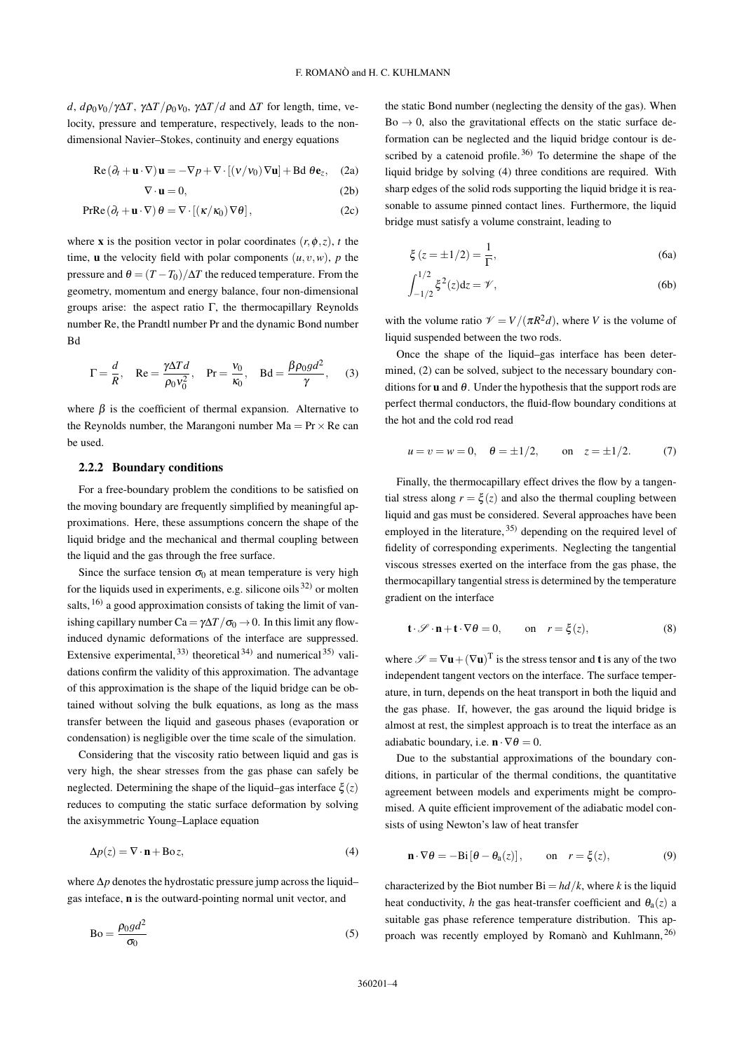$d$, $d\rho_0\nu_0/\gamma\Delta T$, $\gamma\Delta T/\rho_0\nu_0$, $\gamma\Delta T/d$ and $\Delta T$ for length, time, velocity, pressure and temperature, respectively, leads to the non-dimensional Navier–Stokes, continuity and energy equations

$$\mathrm{Re}\left(\partial_t + \mathbf{u}\cdot\nabla\right)\mathbf{u} = -\nabla p + \nabla\cdot\left[(\nu/\nu_0)\nabla\mathbf{u}\right] + \mathrm{Bd}\;\theta\mathbf{e}_z, \quad (2a)$$

$$\nabla\cdot\mathbf{u} = 0, \quad (2b)$$

$$\mathrm{PrRe}\left(\partial_t + \mathbf{u}\cdot\nabla\right)\theta = \nabla\cdot\left[(\kappa/\kappa_0)\nabla\theta\right], \quad (2c)$$

where $\mathbf{x}$ is the position vector in polar coordinates $(r,\phi,z)$, $t$ the time, $\mathbf{u}$ the velocity field with polar components $(u,v,w)$, $p$ the pressure and $\theta = (T-T_0)/\Delta T$ the reduced temperature. From the geometry, momentum and energy balance, four non-dimensional groups arise: the aspect ratio $\Gamma$, the thermocapillary Reynolds number Re, the Prandtl number Pr and the dynamic Bond number Bd

$$\Gamma = \frac{d}{R}, \quad \mathrm{Re} = \frac{\gamma\Delta T d}{\rho_0\nu_0^2}, \quad \mathrm{Pr} = \frac{\nu_0}{\kappa_0}, \quad \mathrm{Bd} = \frac{\beta\rho_0 g d^2}{\gamma}, \quad (3)$$

where $\beta$ is the coefficient of thermal expansion. Alternative to the Reynolds number, the Marangoni number $\mathrm{Ma} = \mathrm{Pr}\times\mathrm{Re}$ can be used.

### 2.2.2 Boundary conditions

For a free-boundary problem the conditions to be satisfied on the moving boundary are frequently simplified by meaningful approximations. Here, these assumptions concern the shape of the liquid bridge and the mechanical and thermal coupling between the liquid and the gas through the free surface.

Since the surface tension $\sigma_0$ at mean temperature is very high for the liquids used in experiments, e.g. silicone oils[32] or molten salts,[16] a good approximation consists of taking the limit of vanishing capillary number $\mathrm{Ca} = \gamma\Delta T/\sigma_0 \to 0$. In this limit any flow-induced dynamic deformations of the interface are suppressed. Extensive experimental,[33] theoretical[34] and numerical[35] validations confirm the validity of this approximation. The advantage of this approximation is the shape of the liquid bridge can be obtained without solving the bulk equations, as long as the mass transfer between the liquid and gaseous phases (evaporation or condensation) is negligible over the time scale of the simulation.

Considering that the viscosity ratio between liquid and gas is very high, the shear stresses from the gas phase can safely be neglected. Determining the shape of the liquid–gas interface $\xi(z)$ reduces to computing the static surface deformation by solving the axisymmetric Young–Laplace equation

$$\Delta p(z) = \nabla\cdot\mathbf{n} + \mathrm{Bo}\,z, \quad (4)$$

where $\Delta p$ denotes the hydrostatic pressure jump across the liquid–gas inteface, $\mathbf{n}$ is the outward-pointing normal unit vector, and

$$\mathrm{Bo} = \frac{\rho_0 g d^2}{\sigma_0} \quad (5)$$

the static Bond number (neglecting the density of the gas). When $\mathrm{Bo}\to 0$, also the gravitational effects on the static surface deformation can be neglected and the liquid bridge contour is described by a catenoid profile.[36] To determine the shape of the liquid bridge by solving (4) three conditions are required. With sharp edges of the solid rods supporting the liquid bridge it is reasonable to assume pinned contact lines. Furthermore, the liquid bridge must satisfy a volume constraint, leading to

$$\xi\left(z=\pm 1/2\right) = \frac{1}{\Gamma}, \quad (6a)$$

$$\int_{-1/2}^{1/2}\xi^2(z)\mathrm{d}z = \mathscr{V}, \quad (6b)$$

with the volume ratio $\mathscr{V} = V/(\pi R^2 d)$, where $V$ is the volume of liquid suspended between the two rods.

Once the shape of the liquid–gas interface has been determined, (2) can be solved, subject to the necessary boundary conditions for $\mathbf{u}$ and $\theta$. Under the hypothesis that the support rods are perfect thermal conductors, the fluid-flow boundary conditions at the hot and the cold rod read

$$u = v = w = 0, \quad \theta = \pm 1/2, \qquad \text{on} \quad z = \pm 1/2. \quad (7)$$

Finally, the thermocapillary effect drives the flow by a tangential stress along $r = \xi(z)$ and also the thermal coupling between liquid and gas must be considered. Several approaches have been employed in the literature,[35] depending on the required level of fidelity of corresponding experiments. Neglecting the tangential viscous stresses exerted on the interface from the gas phase, the thermocapillary tangential stress is determined by the temperature gradient on the interface

$$\mathbf{t}\cdot\mathscr{S}\cdot\mathbf{n} + \mathbf{t}\cdot\nabla\theta = 0, \qquad \text{on} \quad r = \xi(z), \quad (8)$$

where $\mathscr{S} = \nabla\mathbf{u} + (\nabla\mathbf{u})^{\mathrm{T}}$ is the stress tensor and $\mathbf{t}$ is any of the two independent tangent vectors on the interface. The surface temperature, in turn, depends on the heat transport in both the liquid and the gas phase. If, however, the gas around the liquid bridge is almost at rest, the simplest approach is to treat the interface as an adiabatic boundary, i.e. $\mathbf{n}\cdot\nabla\theta = 0$.

Due to the substantial approximations of the boundary conditions, in particular of the thermal conditions, the quantitative agreement between models and experiments might be compromised. A quite efficient improvement of the adiabatic model consists of using Newton's law of heat transfer

$$\mathbf{n}\cdot\nabla\theta = -\mathrm{Bi}\left[\theta - \theta_{\mathrm{a}}(z)\right], \qquad \text{on} \quad r = \xi(z), \quad (9)$$

characterized by the Biot number $\mathrm{Bi} = hd/k$, where $k$ is the liquid heat conductivity, $h$ the gas heat-transfer coefficient and $\theta_{\mathrm{a}}(z)$ a suitable gas phase reference temperature distribution. This approach was recently employed by Romanò and Kuhlmann,[26]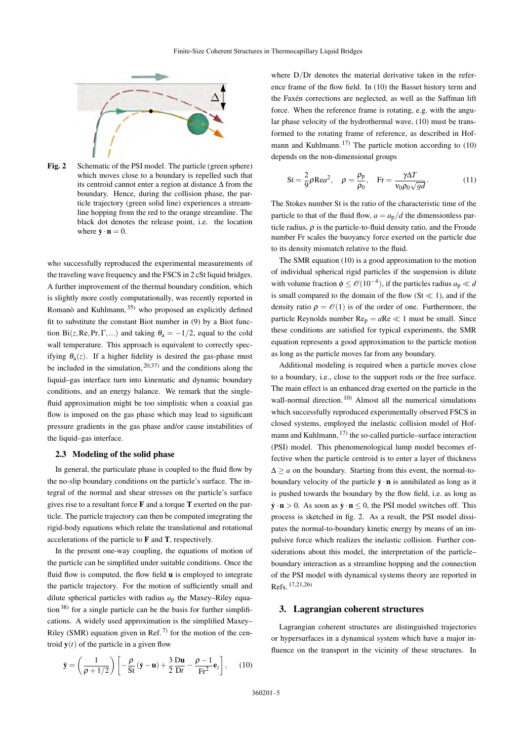**Fig. 2** Schematic of the PSI model. The particle (green sphere) which moves close to a boundary is repelled such that its centroid cannot enter a region at distance $\Delta$ from the boundary. Hence, during the collision phase, the particle trajectory (green solid line) experiences a streamline hopping from the red to the orange streamline. The black dot denotes the release point, i.e. the location where $\dot{\mathbf{y}} \cdot \mathbf{n} = 0$.

who successfully reproduced the experimental measurements of the traveling wave frequency and the FSCS in 2 cSt liquid bridges. A further improvement of the thermal boundary condition, which is slightly more costly computationally, was recently reported in Romanò and Kuhlmann,[35] who proposed an explicitly defined fit to substitute the constant Biot number in (9) by a Biot function $\mathrm{Bi}(z, \mathrm{Re}, \mathrm{Pr}, \Gamma, \ldots)$ and taking $\theta_a = -1/2$, equal to the cold wall temperature. This approach is equivalent to correctly specifying $\theta_a(z)$. If a higher fidelity is desired the gas-phase must be included in the simulation,[20,37] and the conditions along the liquid–gas interface turn into kinematic and dynamic boundary conditions, and an energy balance. We remark that the single-fluid approximation might be too simplistic when a coaxial gas flow is imposed on the gas phase which may lead to significant pressure gradients in the gas phase and/or cause instabilities of the liquid–gas interface.

### 2.3 Modeling of the solid phase

In general, the particulate phase is coupled to the fluid flow by the no-slip boundary conditions on the particle's surface. The integral of the normal and shear stresses on the particle's surface gives rise to a resultant force $\mathbf{F}$ and a torque $\mathbf{T}$ exerted on the particle. The particle trajectory can then be computed integrating the rigid-body equations which relate the translational and rotational accelerations of the particle to $\mathbf{F}$ and $\mathbf{T}$, respectively.

In the present one-way coupling, the equations of motion of the particle can be simplified under suitable conditions. Once the fluid flow is computed, the flow field $\mathbf{u}$ is employed to integrate the particle trajectory. For the motion of sufficiently small and dilute spherical particles with radius $a_p$ the Maxey–Riley equation[38] for a single particle can be the basis for further simplifications. A widely used approximation is the simplified Maxey–Riley (SMR) equation given in Ref.[7] for the motion of the centroid $\mathbf{y}(t)$ of the particle in a given flow

$$\ddot{\mathbf{y}} = \left(\frac{1}{\rho + 1/2}\right)\left[-\frac{\rho}{\mathrm{St}}(\dot{\mathbf{y}} - \mathbf{u}) + \frac{3}{2}\frac{\mathrm{D}\mathbf{u}}{\mathrm{D}t} - \frac{\rho - 1}{\mathrm{Fr}^2}\mathbf{e}_z\right], \qquad (10)$$

where $\mathrm{D}/\mathrm{D}t$ denotes the material derivative taken in the reference frame of the flow field. In (10) the Basset history term and the Faxén corrections are neglected, as well as the Saffman lift force. When the reference frame is rotating, e.g. with the angular phase velocity of the hydrothermal wave, (10) must be transformed to the rotating frame of reference, as described in Hofmann and Kuhlmann.[17] The particle motion according to (10) depends on the non-dimensional groups

$$\mathrm{St} = \frac{2}{9}\rho \mathrm{Re} a^2, \quad \rho = \frac{\rho_p}{\rho_0}, \quad \mathrm{Fr} = \frac{\gamma \Delta T}{\nu_0 \rho_0 \sqrt{gd}}. \qquad (11)$$

The Stokes number St is the ratio of the characteristic time of the particle to that of the fluid flow, $a = a_p/d$ the dimensionless particle radius, $\rho$ is the particle-to-fluid density ratio, and the Froude number Fr scales the buoyancy force exerted on the particle due to its density mismatch relative to the fluid.

The SMR equation (10) is a good approximation to the motion of individual spherical rigid particles if the suspension is dilute with volume fraction $\phi \leq \mathcal{O}(10^{-4})$, if the particles radius $a_p \ll d$ is small compared to the domain of the flow ($\mathrm{St} \ll 1$), and if the density ratio $\rho = \mathcal{O}(1)$ is of the order of one. Furthermore, the particle Reynolds number $\mathrm{Re}_p = a\mathrm{Re} \ll 1$ must be small. Since these conditions are satisfied for typical experiments, the SMR equation represents a good approximation to the particle motion as long as the particle moves far from any boundary.

Additional modeling is required when a particle moves close to a boundary, i.e., close to the support rods or the free surface. The main effect is an enhanced drag exerted on the particle in the wall-normal direction.[10] Almost all the numerical simulations which successfully reproduced experimentally observed FSCS in closed systems, employed the inelastic collision model of Hofmann and Kuhlmann,[17] the so-called particle–surface interaction (PSI) model. This phenomenological lump model becomes effective when the particle centroid is to enter a layer of thickness $\Delta \geq a$ on the boundary. Starting from this event, the normal-to-boundary velocity of the particle $\dot{\mathbf{y}} \cdot \mathbf{n}$ is annihilated as long as it is pushed towards the boundary by the flow field, i.e. as long as $\dot{\mathbf{y}} \cdot \mathbf{n} > 0$. As soon as $\dot{\mathbf{y}} \cdot \mathbf{n} \leq 0$, the PSI model switches off. This process is sketched in fig. 2. As a result, the PSI model dissipates the normal-to-boundary kinetic energy by means of an impulsive force which realizes the inelastic collision. Further considerations about this model, the interpretation of the particle–boundary interaction as a streamline hopping and the connection of the PSI model with dynamical systems theory are reported in Refs.[17,21,26]

## 3. Lagrangian coherent structures

Lagrangian coherent structures are distinguished trajectories or hypersurfaces in a dynamical system which have a major influence on the transport in the vicinity of these structures. In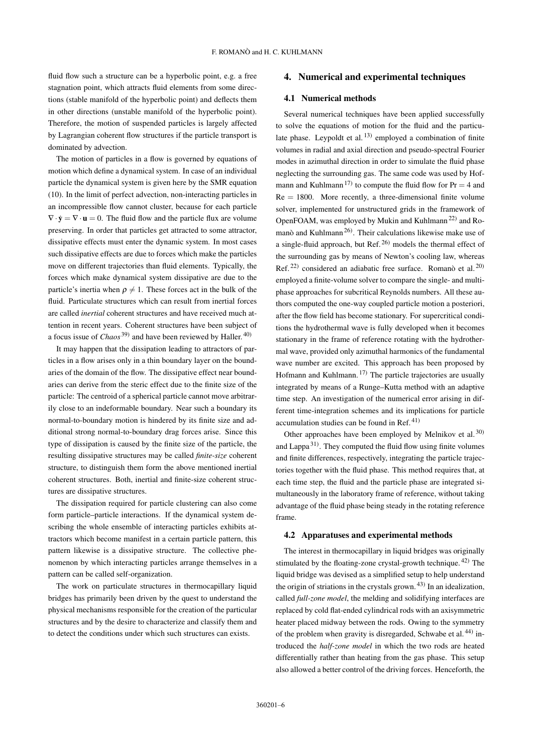fluid flow such a structure can be a hyperbolic point, e.g. a free stagnation point, which attracts fluid elements from some directions (stable manifold of the hyperbolic point) and deflects them in other directions (unstable manifold of the hyperbolic point). Therefore, the motion of suspended particles is largely affected by Lagrangian coherent flow structures if the particle transport is dominated by advection.

The motion of particles in a flow is governed by equations of motion which define a dynamical system. In case of an individual particle the dynamical system is given here by the SMR equation (10). In the limit of perfect advection, non-interacting particles in an incompressible flow cannot cluster, because for each particle $\nabla \cdot \dot{\mathbf{y}} = \nabla \cdot \mathbf{u} = 0$. The fluid flow and the particle flux are volume preserving. In order that particles get attracted to some attractor, dissipative effects must enter the dynamic system. In most cases such dissipative effects are due to forces which make the particles move on different trajectories than fluid elements. Typically, the forces which make dynamical system dissipative are due to the particle's inertia when $\rho \neq 1$. These forces act in the bulk of the fluid. Particulate structures which can result from inertial forces are called *inertial* coherent structures and have received much attention in recent years. Coherent structures have been subject of a focus issue of *Chaos*[39] and have been reviewed by Haller.[40]

It may happen that the dissipation leading to attractors of particles in a flow arises only in a thin boundary layer on the boundaries of the domain of the flow. The dissipative effect near boundaries can derive from the steric effect due to the finite size of the particle: The centroid of a spherical particle cannot move arbitrarily close to an indeformable boundary. Near such a boundary its normal-to-boundary motion is hindered by its finite size and additional strong normal-to-boundary drag forces arise. Since this type of dissipation is caused by the finite size of the particle, the resulting dissipative structures may be called *finite-size* coherent structure, to distinguish them form the above mentioned inertial coherent structures. Both, inertial and finite-size coherent structures are dissipative structures.

The dissipation required for particle clustering can also come form particle–particle interactions. If the dynamical system describing the whole ensemble of interacting particles exhibits attractors which become manifest in a certain particle pattern, this pattern likewise is a dissipative structure. The collective phenomenon by which interacting particles arrange themselves in a pattern can be called self-organization.

The work on particulate structures in thermocapillary liquid bridges has primarily been driven by the quest to understand the physical mechanisms responsible for the creation of the particular structures and by the desire to characterize and classify them and to detect the conditions under which such structures can exists.

## 4. Numerical and experimental techniques

### 4.1 Numerical methods

Several numerical techniques have been applied successfully to solve the equations of motion for the fluid and the particulate phase. Leypoldt et al.[13] employed a combination of finite volumes in radial and axial direction and pseudo-spectral Fourier modes in azimuthal direction in order to simulate the fluid phase neglecting the surrounding gas. The same code was used by Hofmann and Kuhlmann[17] to compute the fluid flow for $\mathrm{Pr} = 4$ and $\mathrm{Re} = 1800$. More recently, a three-dimensional finite volume solver, implemented for unstructured grids in the framework of OpenFOAM, was employed by Mukin and Kuhlmann[22] and Romanò and Kuhlmann[26]. Their calculations likewise make use of a single-fluid approach, but Ref.[26] models the thermal effect of the surrounding gas by means of Newton's cooling law, whereas Ref.[22] considered an adiabatic free surface. Romanò et al.[20] employed a finite-volume solver to compare the single- and multiphase approaches for subcritical Reynolds numbers. All these authors computed the one-way coupled particle motion a posteriori, after the flow field has become stationary. For supercritical conditions the hydrothermal wave is fully developed when it becomes stationary in the frame of reference rotating with the hydrothermal wave, provided only azimuthal harmonics of the fundamental wave number are excited. This approach has been proposed by Hofmann and Kuhlmann.[17] The particle trajectories are usually integrated by means of a Runge–Kutta method with an adaptive time step. An investigation of the numerical error arising in different time-integration schemes and its implications for particle accumulation studies can be found in Ref.[41]

Other approaches have been employed by Melnikov et al.[30] and Lappa[31]. They computed the fluid flow using finite volumes and finite differences, respectively, integrating the particle trajectories together with the fluid phase. This method requires that, at each time step, the fluid and the particle phase are integrated simultaneously in the laboratory frame of reference, without taking advantage of the fluid phase being steady in the rotating reference frame.

### 4.2 Apparatuses and experimental methods

The interest in thermocapillary in liquid bridges was originally stimulated by the floating-zone crystal-growth technique.[42] The liquid bridge was devised as a simplified setup to help understand the origin of striations in the crystals grown.[43] In an idealization, called *full-zone model*, the melding and solidifying interfaces are replaced by cold flat-ended cylindrical rods with an axisymmetric heater placed midway between the rods. Owing to the symmetry of the problem when gravity is disregarded, Schwabe et al.[44] introduced the *half-zone model* in which the two rods are heated differentially rather than heating from the gas phase. This setup also allowed a better control of the driving forces. Henceforth, the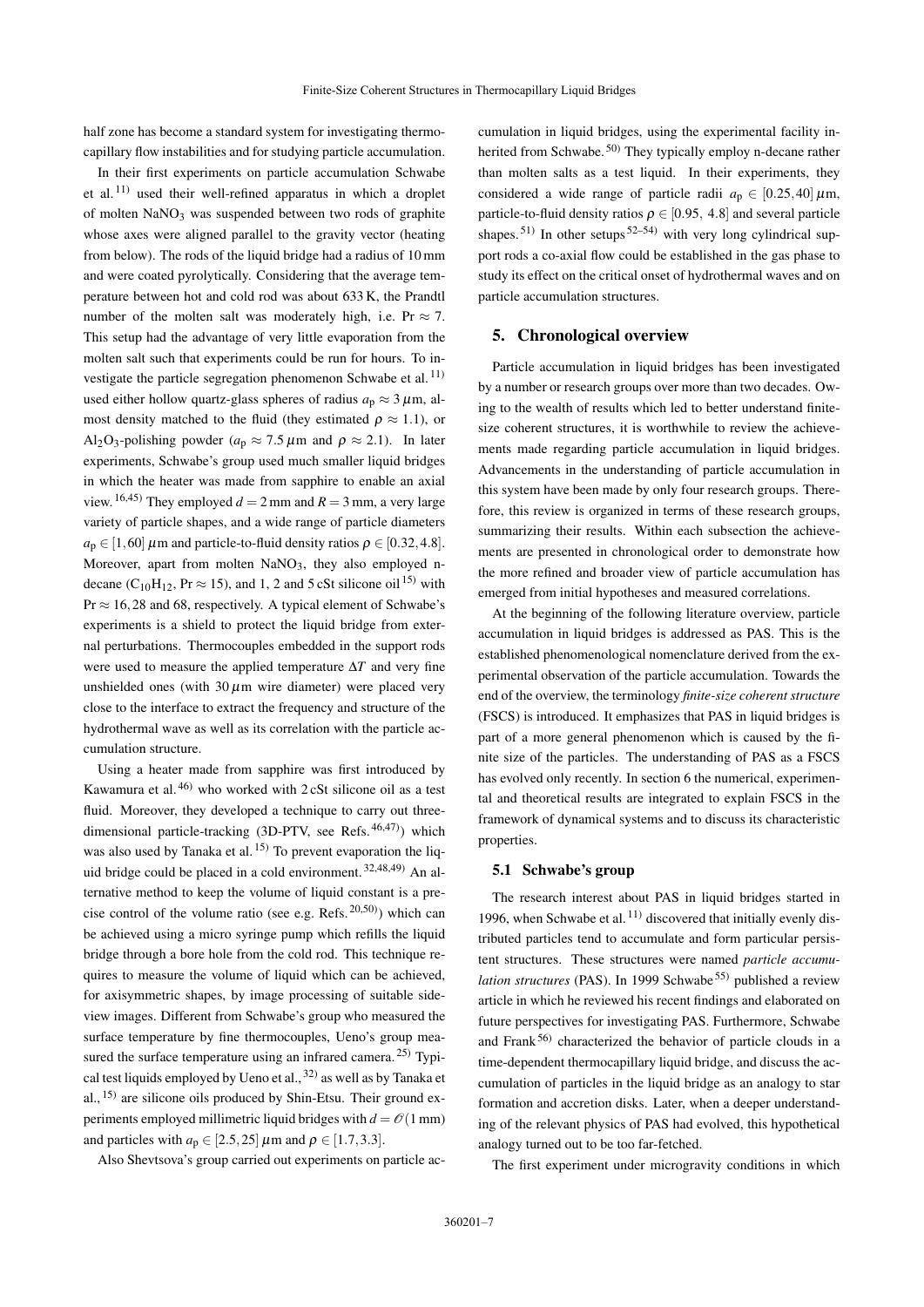half zone has become a standard system for investigating thermocapillary flow instabilities and for studying particle accumulation.

In their first experiments on particle accumulation Schwabe et al.[11] used their well-refined apparatus in which a droplet of molten $NaNO_3$ was suspended between two rods of graphite whose axes were aligned parallel to the gravity vector (heating from below). The rods of the liquid bridge had a radius of 10 mm and were coated pyrolytically. Considering that the average temperature between hot and cold rod was about 633 K, the Prandtl number of the molten salt was moderately high, i.e. $\mathrm{Pr} \approx 7$. This setup had the advantage of very little evaporation from the molten salt such that experiments could be run for hours. To investigate the particle segregation phenomenon Schwabe et al.[11] used either hollow quartz-glass spheres of radius $a_\mathrm{p} \approx 3\,\mu$m, almost density matched to the fluid (they estimated $\rho \approx 1.1$), or $Al_2O_3$-polishing powder ($a_\mathrm{p} \approx 7.5\,\mu$m and $\rho \approx 2.1$). In later experiments, Schwabe's group used much smaller liquid bridges in which the heater was made from sapphire to enable an axial view.[16,45] They employed $d = 2$ mm and $R = 3$ mm, a very large variety of particle shapes, and a wide range of particle diameters $a_\mathrm{p} \in [1, 60]\,\mu$m and particle-to-fluid density ratios $\rho \in [0.32, 4.8]$. Moreover, apart from molten $NaNO_3$, they also employed n-decane ($C_{10}H_{12}$, $\mathrm{Pr} \approx 15$), and 1, 2 and 5 cSt silicone oil[15] with $\mathrm{Pr} \approx 16, 28$ and 68, respectively. A typical element of Schwabe's experiments is a shield to protect the liquid bridge from external perturbations. Thermocouples embedded in the support rods were used to measure the applied temperature $\Delta T$ and very fine unshielded ones (with $30\,\mu$m wire diameter) were placed very close to the interface to extract the frequency and structure of the hydrothermal wave as well as its correlation with the particle accumulation structure.

Using a heater made from sapphire was first introduced by Kawamura et al.[46] who worked with 2 cSt silicone oil as a test fluid. Moreover, they developed a technique to carry out three-dimensional particle-tracking (3D-PTV, see Refs.[46,47]) which was also used by Tanaka et al.[15] To prevent evaporation the liquid bridge could be placed in a cold environment.[32,48,49] An alternative method to keep the volume of liquid constant is a precise control of the volume ratio (see e.g. Refs.[20,50]) which can be achieved using a micro syringe pump which refills the liquid bridge through a bore hole from the cold rod. This technique requires to measure the volume of liquid which can be achieved, for axisymmetric shapes, by image processing of suitable side-view images. Different from Schwabe's group who measured the surface temperature by fine thermocouples, Ueno's group measured the surface temperature using an infrared camera.[25] Typical test liquids employed by Ueno et al.,[32] as well as by Tanaka et al.,[15] are silicone oils produced by Shin-Etsu. Their ground experiments employed millimetric liquid bridges with $d = \mathcal{O}(1\,\mathrm{mm})$ and particles with $a_\mathrm{p} \in [2.5, 25]\,\mu$m and $\rho \in [1.7, 3.3]$.

Also Shevtsova's group carried out experiments on particle accumulation in liquid bridges, using the experimental facility inherited from Schwabe.[50] They typically employ n-decane rather than molten salts as a test liquid. In their experiments, they considered a wide range of particle radii $a_\mathrm{p} \in [0.25, 40]\,\mu$m, particle-to-fluid density ratios $\rho \in [0.95,\ 4.8]$ and several particle shapes.[51] In other setups[52–54] with very long cylindrical support rods a co-axial flow could be established in the gas phase to study its effect on the critical onset of hydrothermal waves and on particle accumulation structures.

## 5. Chronological overview

Particle accumulation in liquid bridges has been investigated by a number or research groups over more than two decades. Owing to the wealth of results which led to better understand finite-size coherent structures, it is worthwhile to review the achievements made regarding particle accumulation in liquid bridges. Advancements in the understanding of particle accumulation in this system have been made by only four research groups. Therefore, this review is organized in terms of these research groups, summarizing their results. Within each subsection the achievements are presented in chronological order to demonstrate how the more refined and broader view of particle accumulation has emerged from initial hypotheses and measured correlations.

At the beginning of the following literature overview, particle accumulation in liquid bridges is addressed as PAS. This is the established phenomenological nomenclature derived from the experimental observation of the particle accumulation. Towards the end of the overview, the terminology *finite-size coherent structure* (FSCS) is introduced. It emphasizes that PAS in liquid bridges is part of a more general phenomenon which is caused by the finite size of the particles. The understanding of PAS as a FSCS has evolved only recently. In section 6 the numerical, experimental and theoretical results are integrated to explain FSCS in the framework of dynamical systems and to discuss its characteristic properties.

### 5.1 Schwabe's group

The research interest about PAS in liquid bridges started in 1996, when Schwabe et al.[11] discovered that initially evenly distributed particles tend to accumulate and form particular persistent structures. These structures were named *particle accumulation structures* (PAS). In 1999 Schwabe[55] published a review article in which he reviewed his recent findings and elaborated on future perspectives for investigating PAS. Furthermore, Schwabe and Frank[56] characterized the behavior of particle clouds in a time-dependent thermocapillary liquid bridge, and discuss the accumulation of particles in the liquid bridge as an analogy to star formation and accretion disks. Later, when a deeper understanding of the relevant physics of PAS had evolved, this hypothetical analogy turned out to be too far-fetched.

The first experiment under microgravity conditions in which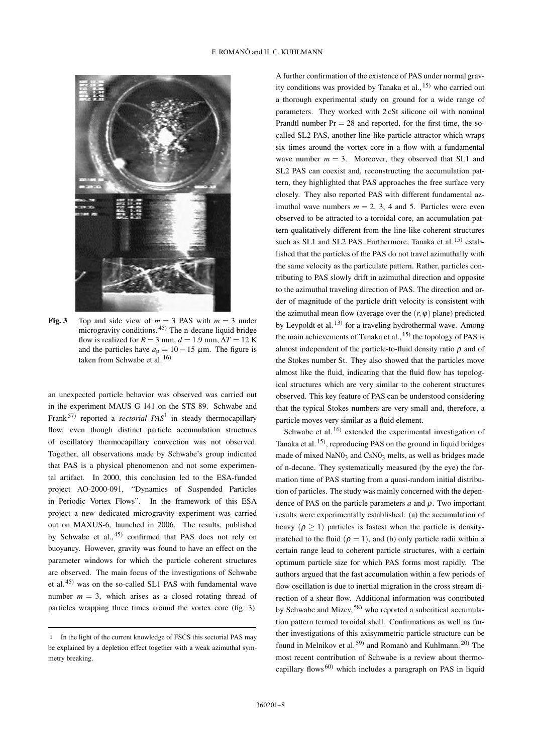**Fig. 3** Top and side view of $m = 3$ PAS with $m = 3$ under microgravity conditions.[45] The n-decane liquid bridge flow is realized for $R = 3$ mm, $d = 1.9$ mm, $\Delta T = 12$ K and the particles have $a_p = 10 - 15$ $\mu$m. The figure is taken from Schwabe et al.[16]

an unexpected particle behavior was observed was carried out in the experiment MAUS G 141 on the STS 89. Schwabe and Frank[57] reported a *sectorial PAS*[1] in steady thermocapillary flow, even though distinct particle accumulation structures of oscillatory thermocapillary convection was not observed. Together, all observations made by Schwabe's group indicated that PAS is a physical phenomenon and not some experimental artifact. In 2000, this conclusion led to the ESA-funded project AO-2000-091, "Dynamics of Suspended Particles in Periodic Vortex Flows". In the framework of this ESA project a new dedicated microgravity experiment was carried out on MAXUS-6, launched in 2006. The results, published by Schwabe et al.,[45] confirmed that PAS does not rely on buoyancy. However, gravity was found to have an effect on the parameter windows for which the particle coherent structures are observed. The main focus of the investigations of Schwabe et al.[45] was on the so-called SL1 PAS with fundamental wave number $m = 3$, which arises as a closed rotating thread of particles wrapping three times around the vortex core (fig. 3).

A further confirmation of the existence of PAS under normal gravity conditions was provided by Tanaka et al.,[15] who carried out a thorough experimental study on ground for a wide range of parameters. They worked with 2 cSt silicone oil with nominal Prandtl number $\mathrm{Pr} = 28$ and reported, for the first time, the so-called SL2 PAS, another line-like particle attractor which wraps six times around the vortex core in a flow with a fundamental wave number $m = 3$. Moreover, they observed that SL1 and SL2 PAS can coexist and, reconstructing the accumulation pattern, they highlighted that PAS approaches the free surface very closely. They also reported PAS with different fundamental azimuthal wave numbers $m = 2$, 3, 4 and 5. Particles were even observed to be attracted to a toroidal core, an accumulation pattern qualitatively different from the line-like coherent structures such as SL1 and SL2 PAS. Furthermore, Tanaka et al.[15] established that the particles of the PAS do not travel azimuthally with the same velocity as the particulate pattern. Rather, particles contributing to PAS slowly drift in azimuthal direction and opposite to the azimuthal traveling direction of PAS. The direction and order of magnitude of the particle drift velocity is consistent with the azimuthal mean flow (average over the $(r, \varphi)$ plane) predicted by Leypoldt et al.[13] for a traveling hydrothermal wave. Among the main achievements of Tanaka et al.,[15] the topology of PAS is almost independent of the particle-to-fluid density ratio $\rho$ and of the Stokes number St. They also showed that the particles move almost like the fluid, indicating that the fluid flow has topological structures which are very similar to the coherent structures observed. This key feature of PAS can be understood considering that the typical Stokes numbers are very small and, therefore, a particle moves very similar as a fluid element.

Schwabe et al.[16] extended the experimental investigation of Tanaka et al.[15], reproducing PAS on the ground in liquid bridges made of mixed $NaN0_3$ and $CsN0_3$ melts, as well as bridges made of n-decane. They systematically measured (by the eye) the formation time of PAS starting from a quasi-random initial distribution of particles. The study was mainly concerned with the dependence of PAS on the particle parameters $a$ and $\rho$. Two important results were experimentally established: (a) the accumulation of heavy ($\rho \geq 1$) particles is fastest when the particle is density-matched to the fluid ($\rho = 1$), and (b) only particle radii within a certain range lead to coherent particle structures, with a certain optimum particle size for which PAS forms most rapidly. The authors argued that the fast accumulation within a few periods of flow oscillation is due to inertial migration in the cross stream direction of a shear flow. Additional information was contributed by Schwabe and Mizev,[58] who reported a subcritical accumulation pattern termed toroidal shell. Confirmations as well as further investigations of this axisymmetric particle structure can be found in Melnikov et al.[59] and Romanò and Kuhlmann.[20] The most recent contribution of Schwabe is a review about thermocapillary flows[60] which includes a paragraph on PAS in liquid

[1] In the light of the current knowledge of FSCS this sectorial PAS may be explained by a depletion effect together with a weak azimuthal symmetry breaking.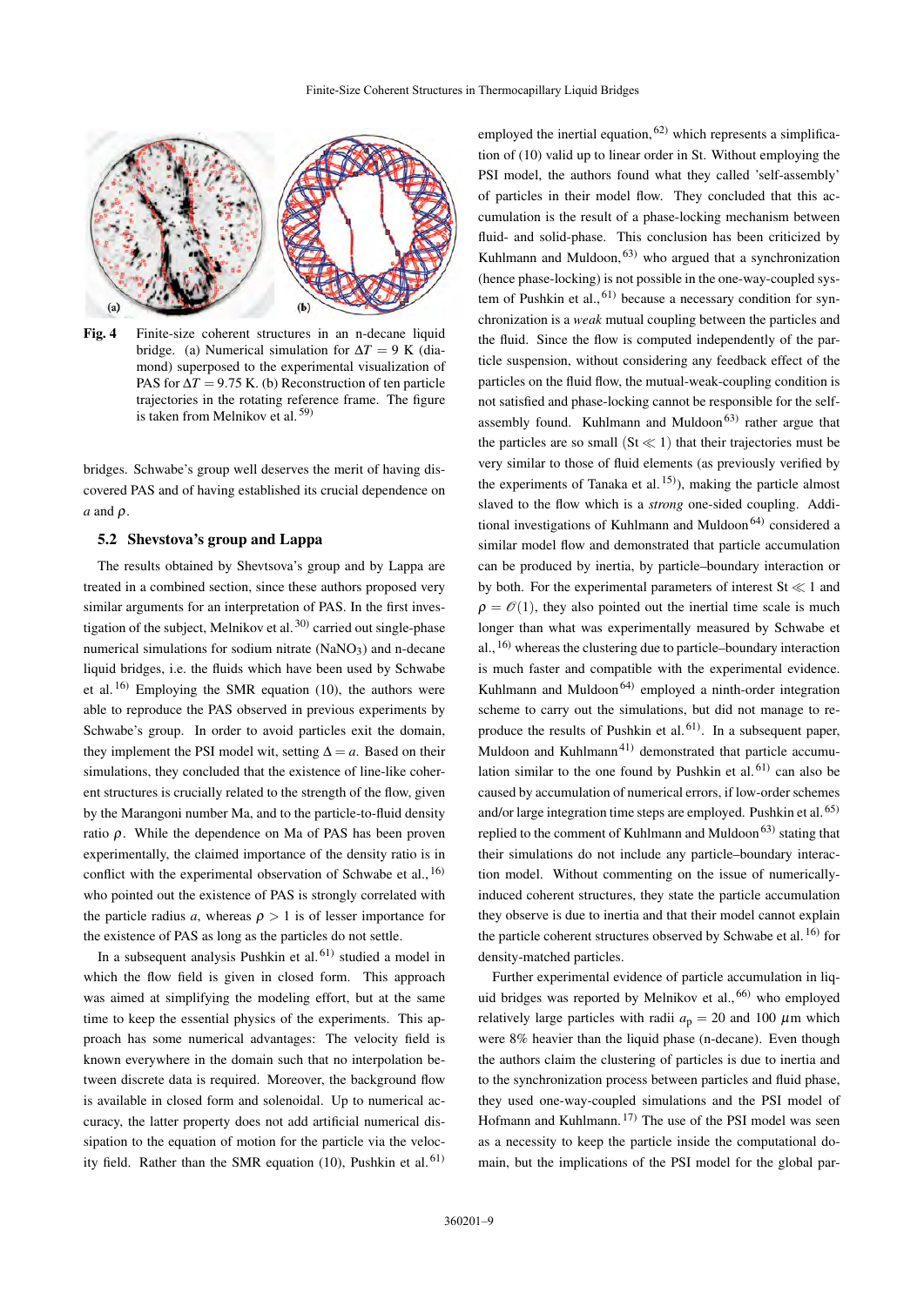**Fig. 4** Finite-size coherent structures in an n-decane liquid bridge. (a) Numerical simulation for $\Delta T = 9$ K (diamond) superposed to the experimental visualization of PAS for $\Delta T = 9.75$ K. (b) Reconstruction of ten particle trajectories in the rotating reference frame. The figure is taken from Melnikov et al.[59]

bridges. Schwabe's group well deserves the merit of having discovered PAS and of having established its crucial dependence on $a$ and $\rho$.

### 5.2 Shevstova's group and Lappa

The results obtained by Shevtsova's group and by Lappa are treated in a combined section, since these authors proposed very similar arguments for an interpretation of PAS. In the first investigation of the subject, Melnikov et al.[30] carried out single-phase numerical simulations for sodium nitrate ($NaNO_3$) and n-decane liquid bridges, i.e. the fluids which have been used by Schwabe et al.[16] Employing the SMR equation (10), the authors were able to reproduce the PAS observed in previous experiments by Schwabe's group. In order to avoid particles exit the domain, they implement the PSI model wit, setting $\Delta = a$. Based on their simulations, they concluded that the existence of line-like coherent structures is crucially related to the strength of the flow, given by the Marangoni number Ma, and to the particle-to-fluid density ratio $\rho$. While the dependence on Ma of PAS has been proven experimentally, the claimed importance of the density ratio is in conflict with the experimental observation of Schwabe et al.,[16] who pointed out the existence of PAS is strongly correlated with the particle radius $a$, whereas $\rho > 1$ is of lesser importance for the existence of PAS as long as the particles do not settle.

In a subsequent analysis Pushkin et al.[61] studied a model in which the flow field is given in closed form. This approach was aimed at simplifying the modeling effort, but at the same time to keep the essential physics of the experiments. This approach has some numerical advantages: The velocity field is known everywhere in the domain such that no interpolation between discrete data is required. Moreover, the background flow is available in closed form and solenoidal. Up to numerical accuracy, the latter property does not add artificial numerical dissipation to the equation of motion for the particle via the velocity field. Rather than the SMR equation (10), Pushkin et al.[61] employed the inertial equation,[62] which represents a simplification of (10) valid up to linear order in St. Without employing the PSI model, the authors found what they called 'self-assembly' of particles in their model flow. They concluded that this accumulation is the result of a phase-locking mechanism between fluid- and solid-phase. This conclusion has been criticized by Kuhlmann and Muldoon,[63] who argued that a synchronization (hence phase-locking) is not possible in the one-way-coupled system of Pushkin et al.,[61] because a necessary condition for synchronization is a *weak* mutual coupling between the particles and the fluid. Since the flow is computed independently of the particle suspension, without considering any feedback effect of the particles on the fluid flow, the mutual-weak-coupling condition is not satisfied and phase-locking cannot be responsible for the self-assembly found. Kuhlmann and Muldoon[63] rather argue that the particles are so small ($\mathrm{St} \ll 1$) that their trajectories must be very similar to those of fluid elements (as previously verified by the experiments of Tanaka et al.[15]), making the particle almost slaved to the flow which is a *strong* one-sided coupling. Additional investigations of Kuhlmann and Muldoon[64] considered a similar model flow and demonstrated that particle accumulation can be produced by inertia, by particle–boundary interaction or by both. For the experimental parameters of interest $\mathrm{St} \ll 1$ and $\rho = \mathcal{O}(1)$, they also pointed out the inertial time scale is much longer than what was experimentally measured by Schwabe et al.,[16] whereas the clustering due to particle–boundary interaction is much faster and compatible with the experimental evidence. Kuhlmann and Muldoon[64] employed a ninth-order integration scheme to carry out the simulations, but did not manage to reproduce the results of Pushkin et al.[61]. In a subsequent paper, Muldoon and Kuhlmann[41] demonstrated that particle accumulation similar to the one found by Pushkin et al.[61] can also be caused by accumulation of numerical errors, if low-order schemes and/or large integration time steps are employed. Pushkin et al.[65] replied to the comment of Kuhlmann and Muldoon[63] stating that their simulations do not include any particle–boundary interaction model. Without commenting on the issue of numerically-induced coherent structures, they state the particle accumulation they observe is due to inertia and that their model cannot explain the particle coherent structures observed by Schwabe et al.[16] for density-matched particles.

Further experimental evidence of particle accumulation in liquid bridges was reported by Melnikov et al.,[66] who employed relatively large particles with radii $a_p = 20$ and $100$ $\mu$m which were 8% heavier than the liquid phase (n-decane). Even though the authors claim the clustering of particles is due to inertia and to the synchronization process between particles and fluid phase, they used one-way-coupled simulations and the PSI model of Hofmann and Kuhlmann.[17] The use of the PSI model was seen as a necessity to keep the particle inside the computational domain, but the implications of the PSI model for the global par-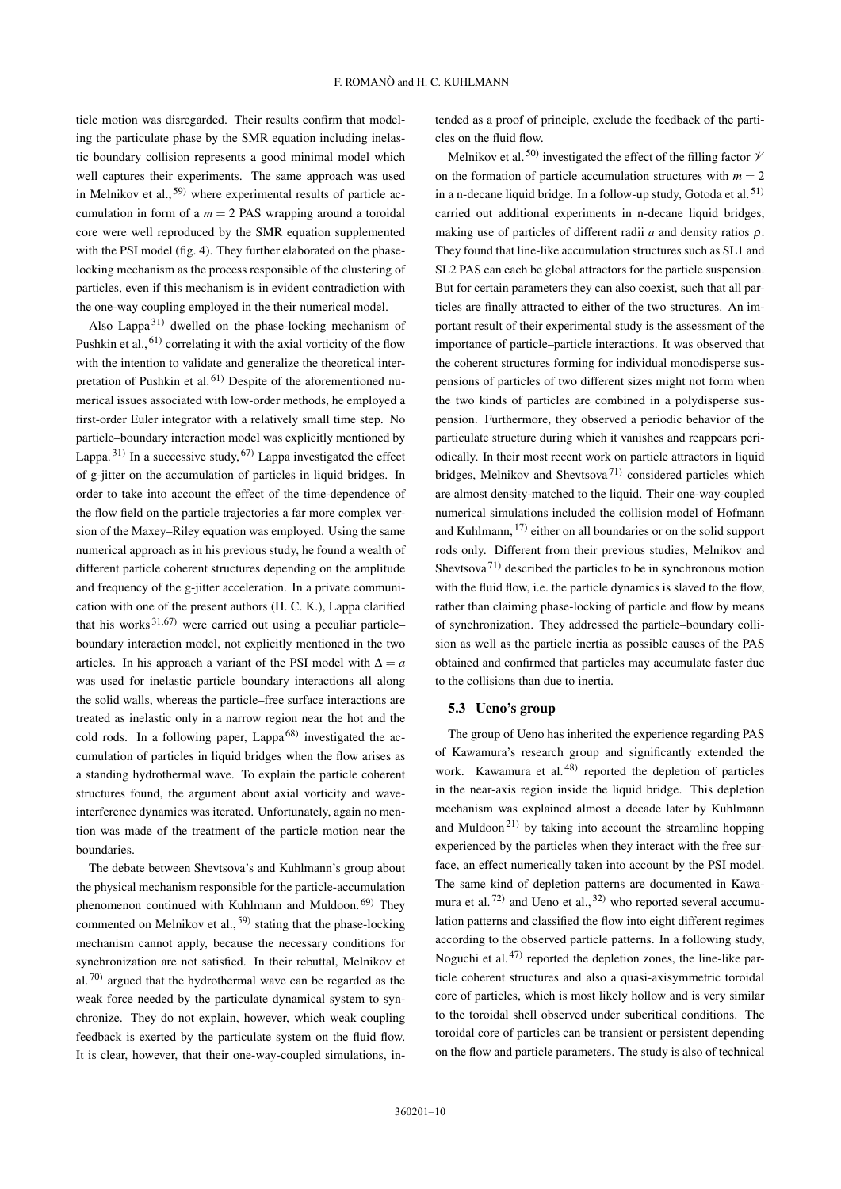ticle motion was disregarded. Their results confirm that modeling the particulate phase by the SMR equation including inelastic boundary collision represents a good minimal model which well captures their experiments. The same approach was used in Melnikov et al.,[59] where experimental results of particle accumulation in form of a $m = 2$ PAS wrapping around a toroidal core were well reproduced by the SMR equation supplemented with the PSI model (fig. 4). They further elaborated on the phase-locking mechanism as the process responsible of the clustering of particles, even if this mechanism is in evident contradiction with the one-way coupling employed in the their numerical model.

Also Lappa[31] dwelled on the phase-locking mechanism of Pushkin et al.,[61] correlating it with the axial vorticity of the flow with the intention to validate and generalize the theoretical interpretation of Pushkin et al.[61] Despite of the aforementioned numerical issues associated with low-order methods, he employed a first-order Euler integrator with a relatively small time step. No particle–boundary interaction model was explicitly mentioned by Lappa.[31] In a successive study,[67] Lappa investigated the effect of g-jitter on the accumulation of particles in liquid bridges. In order to take into account the effect of the time-dependence of the flow field on the particle trajectories a far more complex version of the Maxey–Riley equation was employed. Using the same numerical approach as in his previous study, he found a wealth of different particle coherent structures depending on the amplitude and frequency of the g-jitter acceleration. In a private communication with one of the present authors (H. C. K.), Lappa clarified that his works[31,67] were carried out using a peculiar particle–boundary interaction model, not explicitly mentioned in the two articles. In his approach a variant of the PSI model with $\Delta = a$ was used for inelastic particle–boundary interactions all along the solid walls, whereas the particle–free surface interactions are treated as inelastic only in a narrow region near the hot and the cold rods. In a following paper, Lappa[68] investigated the accumulation of particles in liquid bridges when the flow arises as a standing hydrothermal wave. To explain the particle coherent structures found, the argument about axial vorticity and wave-interference dynamics was iterated. Unfortunately, again no mention was made of the treatment of the particle motion near the boundaries.

The debate between Shevtsova's and Kuhlmann's group about the physical mechanism responsible for the particle-accumulation phenomenon continued with Kuhlmann and Muldoon.[69] They commented on Melnikov et al.,[59] stating that the phase-locking mechanism cannot apply, because the necessary conditions for synchronization are not satisfied. In their rebuttal, Melnikov et al.[70] argued that the hydrothermal wave can be regarded as the weak force needed by the particulate dynamical system to synchronize. They do not explain, however, which weak coupling feedback is exerted by the particulate system on the fluid flow. It is clear, however, that their one-way-coupled simulations, intended as a proof of principle, exclude the feedback of the particles on the fluid flow.

Melnikov et al.[50] investigated the effect of the filling factor $\mathscr{V}$ on the formation of particle accumulation structures with $m = 2$ in a n-decane liquid bridge. In a follow-up study, Gotoda et al.[51] carried out additional experiments in n-decane liquid bridges, making use of particles of different radii $a$ and density ratios $\rho$. They found that line-like accumulation structures such as SL1 and SL2 PAS can each be global attractors for the particle suspension. But for certain parameters they can also coexist, such that all particles are finally attracted to either of the two structures. An important result of their experimental study is the assessment of the importance of particle–particle interactions. It was observed that the coherent structures forming for individual monodisperse suspensions of particles of two different sizes might not form when the two kinds of particles are combined in a polydisperse suspension. Furthermore, they observed a periodic behavior of the particulate structure during which it vanishes and reappears periodically. In their most recent work on particle attractors in liquid bridges, Melnikov and Shevtsova[71] considered particles which are almost density-matched to the liquid. Their one-way-coupled numerical simulations included the collision model of Hofmann and Kuhlmann,[17] either on all boundaries or on the solid support rods only. Different from their previous studies, Melnikov and Shevtsova[71] described the particles to be in synchronous motion with the fluid flow, i.e. the particle dynamics is slaved to the flow, rather than claiming phase-locking of particle and flow by means of synchronization. They addressed the particle–boundary collision as well as the particle inertia as possible causes of the PAS obtained and confirmed that particles may accumulate faster due to the collisions than due to inertia.

### 5.3 Ueno's group

The group of Ueno has inherited the experience regarding PAS of Kawamura's research group and significantly extended the work. Kawamura et al.[48] reported the depletion of particles in the near-axis region inside the liquid bridge. This depletion mechanism was explained almost a decade later by Kuhlmann and Muldoon[21] by taking into account the streamline hopping experienced by the particles when they interact with the free surface, an effect numerically taken into account by the PSI model. The same kind of depletion patterns are documented in Kawamura et al.[72] and Ueno et al.,[32] who reported several accumulation patterns and classified the flow into eight different regimes according to the observed particle patterns. In a following study, Noguchi et al.[47] reported the depletion zones, the line-like particle coherent structures and also a quasi-axisymmetric toroidal core of particles, which is most likely hollow and is very similar to the toroidal shell observed under subcritical conditions. The toroidal core of particles can be transient or persistent depending on the flow and particle parameters. The study is also of technical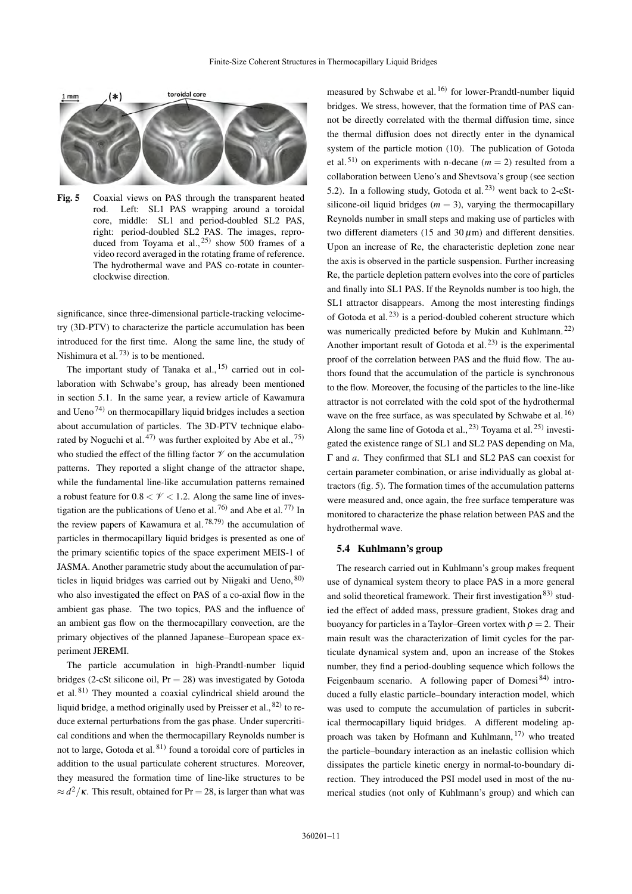Fig. 5 Coaxial views on PAS through the transparent heated rod. Left: SL1 PAS wrapping around a toroidal core, middle: SL1 and period-doubled SL2 PAS, right: period-doubled SL2 PAS. The images, reproduced from Toyama et al.,[25] show 500 frames of a video record averaged in the rotating frame of reference. The hydrothermal wave and PAS co-rotate in counter-clockwise direction.

significance, since three-dimensional particle-tracking velocimetry (3D-PTV) to characterize the particle accumulation has been introduced for the first time. Along the same line, the study of Nishimura et al.[73] is to be mentioned.

The important study of Tanaka et al.,[15] carried out in collaboration with Schwabe's group, has already been mentioned in section 5.1. In the same year, a review article of Kawamura and Ueno[74] on thermocapillary liquid bridges includes a section about accumulation of particles. The 3D-PTV technique elaborated by Noguchi et al.[47] was further exploited by Abe et al.,[75] who studied the effect of the filling factor $\mathscr{V}$ on the accumulation patterns. They reported a slight change of the attractor shape, while the fundamental line-like accumulation patterns remained a robust feature for $0.8 < \mathscr{V} < 1.2$. Along the same line of investigation are the publications of Ueno et al.[76] and Abe et al.[77] In the review papers of Kawamura et al.[78,79] the accumulation of particles in thermocapillary liquid bridges is presented as one of the primary scientific topics of the space experiment MEIS-1 of JASMA. Another parametric study about the accumulation of particles in liquid bridges was carried out by Niigaki and Ueno,[80] who also investigated the effect on PAS of a co-axial flow in the ambient gas phase. The two topics, PAS and the influence of an ambient gas flow on the thermocapillary convection, are the primary objectives of the planned Japanese–European space experiment JEREMI.

The particle accumulation in high-Prandtl-number liquid bridges (2-cSt silicone oil, $\mathrm{Pr} = 28$) was investigated by Gotoda et al.[81] They mounted a coaxial cylindrical shield around the liquid bridge, a method originally used by Preisser et al.,[82] to reduce external perturbations from the gas phase. Under supercritical conditions and when the thermocapillary Reynolds number is not to large, Gotoda et al.[81] found a toroidal core of particles in addition to the usual particulate coherent structures. Moreover, they measured the formation time of line-like structures to be $\approx d^2/\kappa$. This result, obtained for $\mathrm{Pr} = 28$, is larger than what was measured by Schwabe et al.[16] for lower-Prandtl-number liquid bridges. We stress, however, that the formation time of PAS cannot be directly correlated with the thermal diffusion time, since the thermal diffusion does not directly enter in the dynamical system of the particle motion (10). The publication of Gotoda et al.[51] on experiments with n-decane ($m = 2$) resulted from a collaboration between Ueno's and Shevtsova's group (see section 5.2). In a following study, Gotoda et al.[23] went back to 2-cSt-silicone-oil liquid bridges ($m = 3$), varying the thermocapillary Reynolds number in small steps and making use of particles with two different diameters (15 and 30 $\mu$m) and different densities. Upon an increase of Re, the characteristic depletion zone near the axis is observed in the particle suspension. Further increasing Re, the particle depletion pattern evolves into the core of particles and finally into SL1 PAS. If the Reynolds number is too high, the SL1 attractor disappears. Among the most interesting findings of Gotoda et al.[23] is a period-doubled coherent structure which was numerically predicted before by Mukin and Kuhlmann.[22] Another important result of Gotoda et al.[23] is the experimental proof of the correlation between PAS and the fluid flow. The authors found that the accumulation of the particle is synchronous to the flow. Moreover, the focusing of the particles to the line-like attractor is not correlated with the cold spot of the hydrothermal wave on the free surface, as was speculated by Schwabe et al.[16] Along the same line of Gotoda et al.,[23] Toyama et al.[25] investigated the existence range of SL1 and SL2 PAS depending on Ma, $\Gamma$ and $a$. They confirmed that SL1 and SL2 PAS can coexist for certain parameter combination, or arise individually as global attractors (fig. 5). The formation times of the accumulation patterns were measured and, once again, the free surface temperature was monitored to characterize the phase relation between PAS and the hydrothermal wave.

### 5.4 Kuhlmann's group

The research carried out in Kuhlmann's group makes frequent use of dynamical system theory to place PAS in a more general and solid theoretical framework. Their first investigation[83] studied the effect of added mass, pressure gradient, Stokes drag and buoyancy for particles in a Taylor–Green vortex with $\rho = 2$. Their main result was the characterization of limit cycles for the particulate dynamical system and, upon an increase of the Stokes number, they find a period-doubling sequence which follows the Feigenbaum scenario. A following paper of Domesi[84] introduced a fully elastic particle–boundary interaction model, which was used to compute the accumulation of particles in subcritical thermocapillary liquid bridges. A different modeling approach was taken by Hofmann and Kuhlmann,[17] who treated the particle–boundary interaction as an inelastic collision which dissipates the particle kinetic energy in normal-to-boundary direction. They introduced the PSI model used in most of the numerical studies (not only of Kuhlmann's group) and which can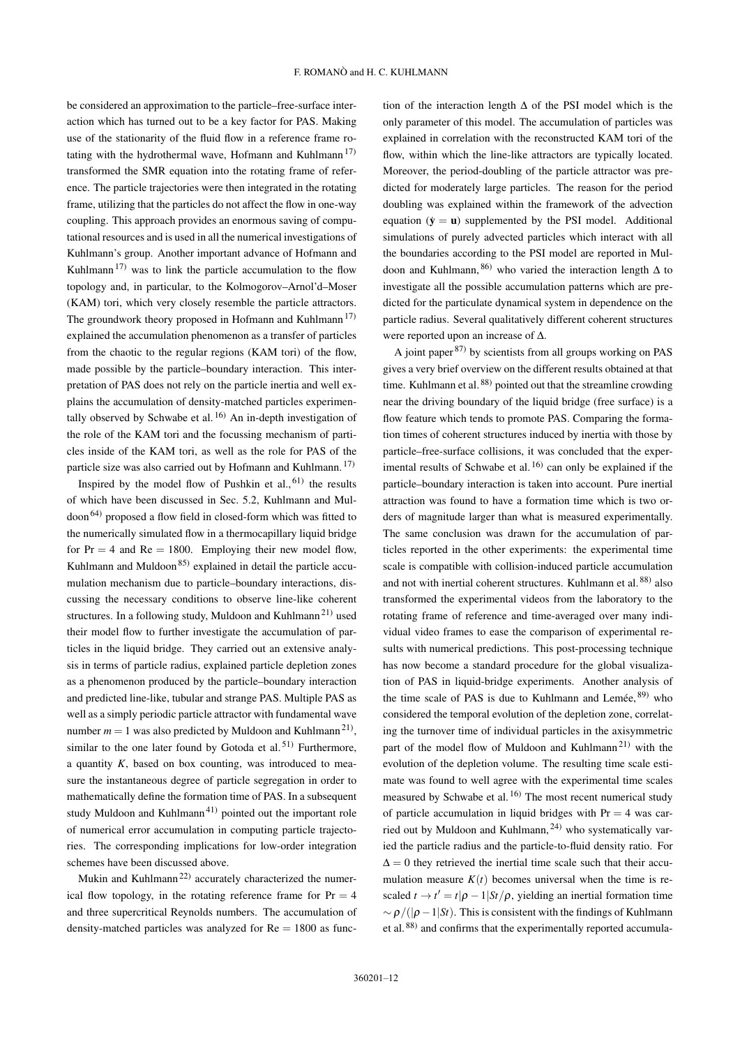be considered an approximation to the particle–free-surface interaction which has turned out to be a key factor for PAS. Making use of the stationarity of the fluid flow in a reference frame rotating with the hydrothermal wave, Hofmann and Kuhlmann[17] transformed the SMR equation into the rotating frame of reference. The particle trajectories were then integrated in the rotating frame, utilizing that the particles do not affect the flow in one-way coupling. This approach provides an enormous saving of computational resources and is used in all the numerical investigations of Kuhlmann's group. Another important advance of Hofmann and Kuhlmann[17] was to link the particle accumulation to the flow topology and, in particular, to the Kolmogorov–Arnol'd–Moser (KAM) tori, which very closely resemble the particle attractors. The groundwork theory proposed in Hofmann and Kuhlmann[17] explained the accumulation phenomenon as a transfer of particles from the chaotic to the regular regions (KAM tori) of the flow, made possible by the particle–boundary interaction. This interpretation of PAS does not rely on the particle inertia and well explains the accumulation of density-matched particles experimentally observed by Schwabe et al.[16] An in-depth investigation of the role of the KAM tori and the focussing mechanism of particles inside of the KAM tori, as well as the role for PAS of the particle size was also carried out by Hofmann and Kuhlmann.[17]

Inspired by the model flow of Pushkin et al.,[61] the results of which have been discussed in Sec. 5.2, Kuhlmann and Muldoon[64] proposed a flow field in closed-form which was fitted to the numerically simulated flow in a thermocapillary liquid bridge for $\mathrm{Pr} = 4$ and $\mathrm{Re} = 1800$. Employing their new model flow, Kuhlmann and Muldoon[85] explained in detail the particle accumulation mechanism due to particle–boundary interactions, discussing the necessary conditions to observe line-like coherent structures. In a following study, Muldoon and Kuhlmann[21] used their model flow to further investigate the accumulation of particles in the liquid bridge. They carried out an extensive analysis in terms of particle radius, explained particle depletion zones as a phenomenon produced by the particle–boundary interaction and predicted line-like, tubular and strange PAS. Multiple PAS as well as a simply periodic particle attractor with fundamental wave number $m = 1$ was also predicted by Muldoon and Kuhlmann[21], similar to the one later found by Gotoda et al.[51] Furthermore, a quantity $K$, based on box counting, was introduced to measure the instantaneous degree of particle segregation in order to mathematically define the formation time of PAS. In a subsequent study Muldoon and Kuhlmann[41] pointed out the important role of numerical error accumulation in computing particle trajectories. The corresponding implications for low-order integration schemes have been discussed above.

Mukin and Kuhlmann[22] accurately characterized the numerical flow topology, in the rotating reference frame for $\mathrm{Pr} = 4$ and three supercritical Reynolds numbers. The accumulation of density-matched particles was analyzed for $\mathrm{Re} = 1800$ as function of the interaction length $\Delta$ of the PSI model which is the only parameter of this model. The accumulation of particles was explained in correlation with the reconstructed KAM tori of the flow, within which the line-like attractors are typically located. Moreover, the period-doubling of the particle attractor was predicted for moderately large particles. The reason for the period doubling was explained within the framework of the advection equation ($\dot{\mathbf{y}} = \mathbf{u}$) supplemented by the PSI model. Additional simulations of purely advected particles which interact with all the boundaries according to the PSI model are reported in Muldoon and Kuhlmann,[86] who varied the interaction length $\Delta$ to investigate all the possible accumulation patterns which are predicted for the particulate dynamical system in dependence on the particle radius. Several qualitatively different coherent structures were reported upon an increase of $\Delta$.

A joint paper[87] by scientists from all groups working on PAS gives a very brief overview on the different results obtained at that time. Kuhlmann et al.[88] pointed out that the streamline crowding near the driving boundary of the liquid bridge (free surface) is a flow feature which tends to promote PAS. Comparing the formation times of coherent structures induced by inertia with those by particle–free-surface collisions, it was concluded that the experimental results of Schwabe et al.[16] can only be explained if the particle–boundary interaction is taken into account. Pure inertial attraction was found to have a formation time which is two orders of magnitude larger than what is measured experimentally. The same conclusion was drawn for the accumulation of particles reported in the other experiments: the experimental time scale is compatible with collision-induced particle accumulation and not with inertial coherent structures. Kuhlmann et al.[88] also transformed the experimental videos from the laboratory to the rotating frame of reference and time-averaged over many individual video frames to ease the comparison of experimental results with numerical predictions. This post-processing technique has now become a standard procedure for the global visualization of PAS in liquid-bridge experiments. Another analysis of the time scale of PAS is due to Kuhlmann and Lemée,[89] who considered the temporal evolution of the depletion zone, correlating the turnover time of individual particles in the axisymmetric part of the model flow of Muldoon and Kuhlmann[21] with the evolution of the depletion volume. The resulting time scale estimate was found to well agree with the experimental time scales measured by Schwabe et al.[16] The most recent numerical study of particle accumulation in liquid bridges with $\mathrm{Pr} = 4$ was carried out by Muldoon and Kuhlmann,[24] who systematically varied the particle radius and the particle-to-fluid density ratio. For $\Delta = 0$ they retrieved the inertial time scale such that their accumulation measure $K(t)$ becomes universal when the time is rescaled $t \to t' = t|\rho - 1|St/\rho$, yielding an inertial formation time $\sim \rho/(|\rho - 1|St)$. This is consistent with the findings of Kuhlmann et al.[88] and confirms that the experimentally reported accumula-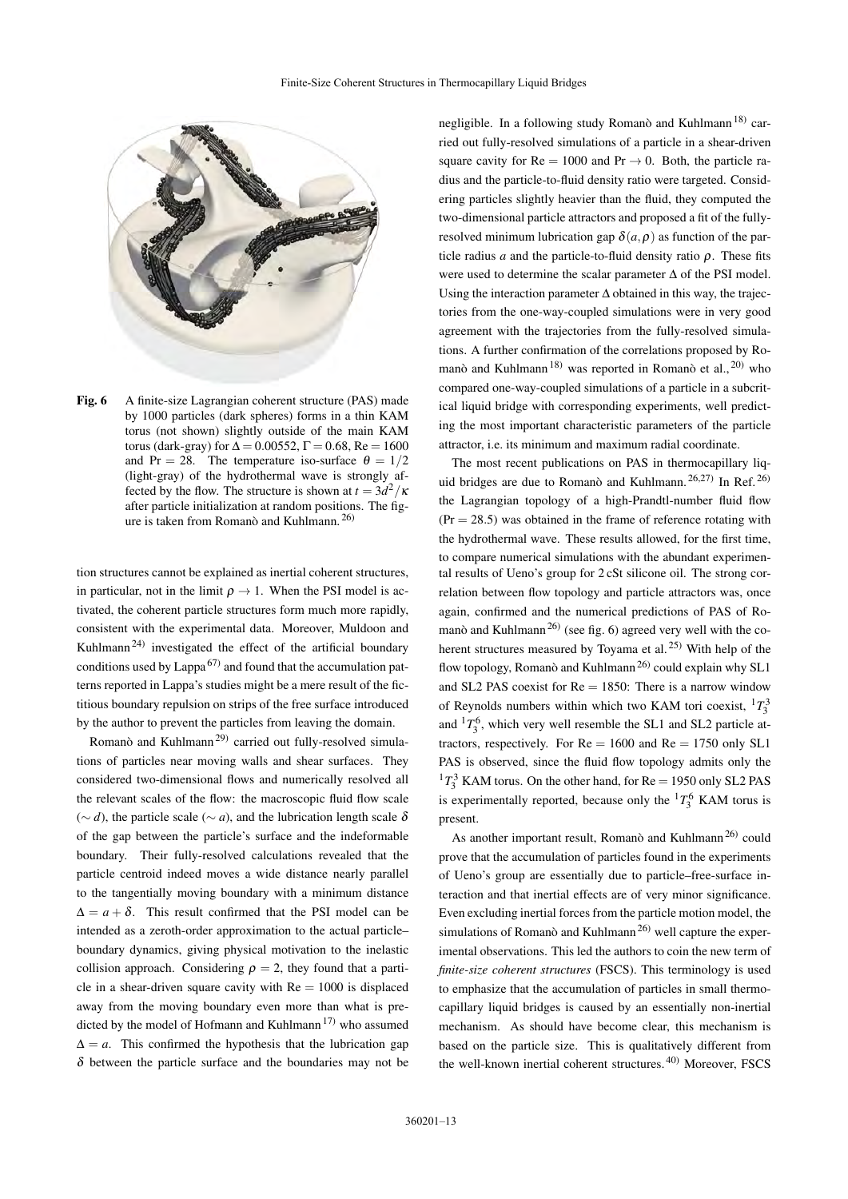Fig. 6 A finite-size Lagrangian coherent structure (PAS) made by 1000 particles (dark spheres) forms in a thin KAM torus (not shown) slightly outside of the main KAM torus (dark-gray) for $\Delta = 0.00552$, $\Gamma = 0.68$, $\mathrm{Re} = 1600$ and $\mathrm{Pr} = 28$. The temperature iso-surface $\theta = 1/2$ (light-gray) of the hydrothermal wave is strongly affected by the flow. The structure is shown at $t = 3d^2/\kappa$ after particle initialization at random positions. The figure is taken from Romanò and Kuhlmann.[26]

tion structures cannot be explained as inertial coherent structures, in particular, not in the limit $\rho \to 1$. When the PSI model is activated, the coherent particle structures form much more rapidly, consistent with the experimental data. Moreover, Muldoon and Kuhlmann[24] investigated the effect of the artificial boundary conditions used by Lappa[67] and found that the accumulation patterns reported in Lappa's studies might be a mere result of the fictitious boundary repulsion on strips of the free surface introduced by the author to prevent the particles from leaving the domain.

Romanò and Kuhlmann[29] carried out fully-resolved simulations of particles near moving walls and shear surfaces. They considered two-dimensional flows and numerically resolved all the relevant scales of the flow: the macroscopic fluid flow scale ($\sim d$), the particle scale ($\sim a$), and the lubrication length scale $\delta$ of the gap between the particle's surface and the indeformable boundary. Their fully-resolved calculations revealed that the particle centroid indeed moves a wide distance nearly parallel to the tangentially moving boundary with a minimum distance $\Delta = a + \delta$. This result confirmed that the PSI model can be intended as a zeroth-order approximation to the actual particle–boundary dynamics, giving physical motivation to the inelastic collision approach. Considering $\rho = 2$, they found that a particle in a shear-driven square cavity with $\mathrm{Re} = 1000$ is displaced away from the moving boundary even more than what is predicted by the model of Hofmann and Kuhlmann[17] who assumed $\Delta = a$. This confirmed the hypothesis that the lubrication gap $\delta$ between the particle surface and the boundaries may not be negligible. In a following study Romanò and Kuhlmann[18] carried out fully-resolved simulations of a particle in a shear-driven square cavity for $\mathrm{Re} = 1000$ and $\mathrm{Pr} \to 0$. Both, the particle radius and the particle-to-fluid density ratio were targeted. Considering particles slightly heavier than the fluid, they computed the two-dimensional particle attractors and proposed a fit of the fully-resolved minimum lubrication gap $\delta(a, \rho)$ as function of the particle radius $a$ and the particle-to-fluid density ratio $\rho$. These fits were used to determine the scalar parameter $\Delta$ of the PSI model. Using the interaction parameter $\Delta$ obtained in this way, the trajectories from the one-way-coupled simulations were in very good agreement with the trajectories from the fully-resolved simulations. A further confirmation of the correlations proposed by Romanò and Kuhlmann[18] was reported in Romanò et al.,[20] who compared one-way-coupled simulations of a particle in a subcritical liquid bridge with corresponding experiments, well predicting the most important characteristic parameters of the particle attractor, i.e. its minimum and maximum radial coordinate.

The most recent publications on PAS in thermocapillary liquid bridges are due to Romanò and Kuhlmann.[26,27] In Ref.[26] the Lagrangian topology of a high-Prandtl-number fluid flow ($\mathrm{Pr} = 28.5$) was obtained in the frame of reference rotating with the hydrothermal wave. These results allowed, for the first time, to compare numerical simulations with the abundant experimental results of Ueno's group for 2 cSt silicone oil. The strong correlation between flow topology and particle attractors was, once again, confirmed and the numerical predictions of PAS of Romanò and Kuhlmann[26] (see fig. 6) agreed very well with the coherent structures measured by Toyama et al.[25] With help of the flow topology, Romanò and Kuhlmann[26] could explain why SL1 and SL2 PAS coexist for $\mathrm{Re} = 1850$: There is a narrow window of Reynolds numbers within which two KAM tori coexist, ${}^{1}T_3^3$ and ${}^{1}T_3^6$, which very well resemble the SL1 and SL2 particle attractors, respectively. For $\mathrm{Re} = 1600$ and $\mathrm{Re} = 1750$ only SL1 PAS is observed, since the fluid flow topology admits only the ${}^{1}T_3^3$ KAM torus. On the other hand, for $\mathrm{Re} = 1950$ only SL2 PAS is experimentally reported, because only the ${}^{1}T_3^6$ KAM torus is present.

As another important result, Romanò and Kuhlmann[26] could prove that the accumulation of particles found in the experiments of Ueno's group are essentially due to particle–free-surface interaction and that inertial effects are of very minor significance. Even excluding inertial forces from the particle motion model, the simulations of Romanò and Kuhlmann[26] well capture the experimental observations. This led the authors to coin the new term of *finite-size coherent structures* (FSCS). This terminology is used to emphasize that the accumulation of particles in small thermocapillary liquid bridges is caused by an essentially non-inertial mechanism. As should have become clear, this mechanism is based on the particle size. This is qualitatively different from the well-known inertial coherent structures.[40] Moreover, FSCS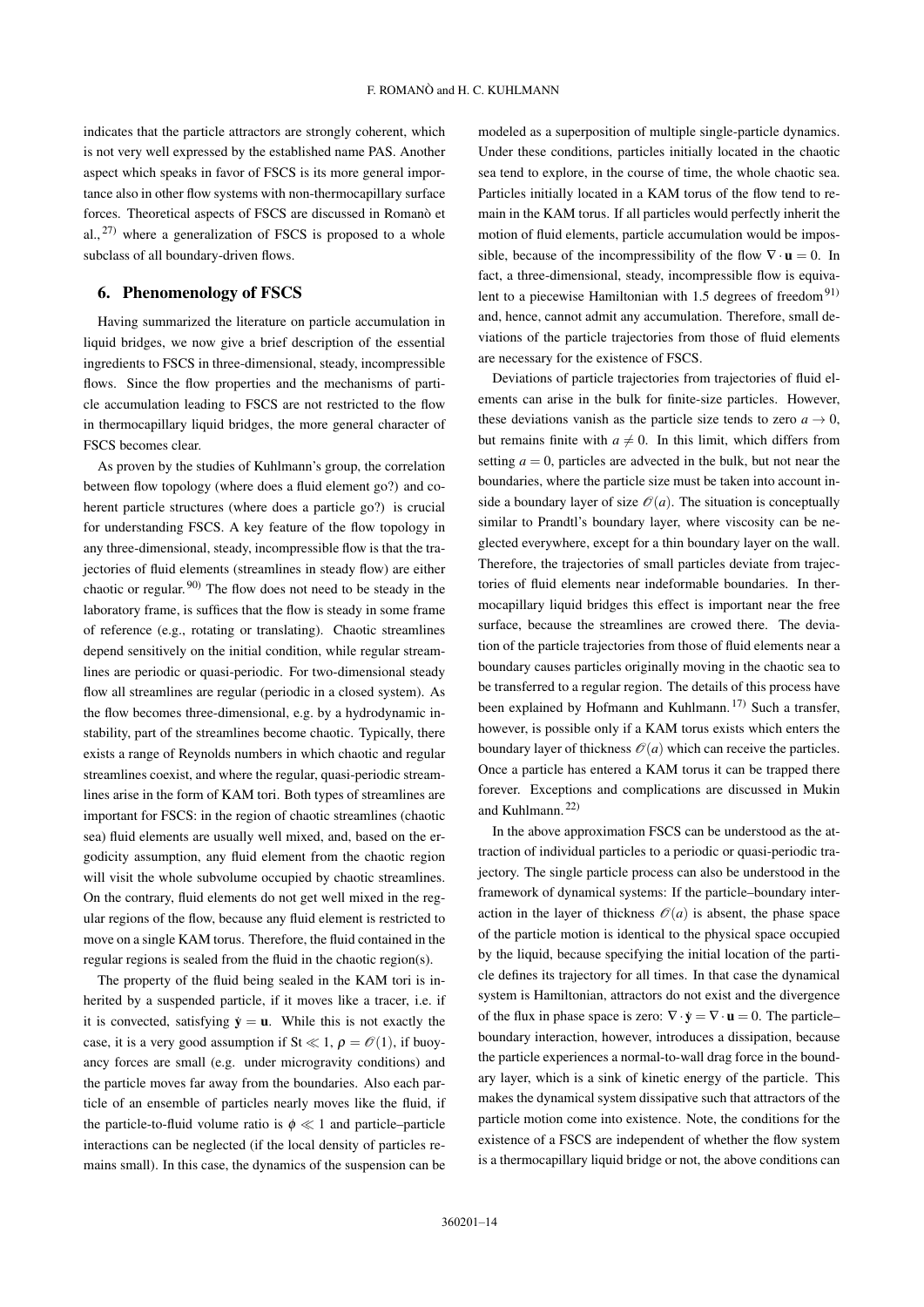indicates that the particle attractors are strongly coherent, which is not very well expressed by the established name PAS. Another aspect which speaks in favor of FSCS is its more general importance also in other flow systems with non-thermocapillary surface forces. Theoretical aspects of FSCS are discussed in Romanò et al.,[27] where a generalization of FSCS is proposed to a whole subclass of all boundary-driven flows.

## 6. Phenomenology of FSCS

Having summarized the literature on particle accumulation in liquid bridges, we now give a brief description of the essential ingredients to FSCS in three-dimensional, steady, incompressible flows. Since the flow properties and the mechanisms of particle accumulation leading to FSCS are not restricted to the flow in thermocapillary liquid bridges, the more general character of FSCS becomes clear.

As proven by the studies of Kuhlmann's group, the correlation between flow topology (where does a fluid element go?) and coherent particle structures (where does a particle go?) is crucial for understanding FSCS. A key feature of the flow topology in any three-dimensional, steady, incompressible flow is that the trajectories of fluid elements (streamlines in steady flow) are either chaotic or regular.[90] The flow does not need to be steady in the laboratory frame, is suffices that the flow is steady in some frame of reference (e.g., rotating or translating). Chaotic streamlines depend sensitively on the initial condition, while regular streamlines are periodic or quasi-periodic. For two-dimensional steady flow all streamlines are regular (periodic in a closed system). As the flow becomes three-dimensional, e.g. by a hydrodynamic instability, part of the streamlines become chaotic. Typically, there exists a range of Reynolds numbers in which chaotic and regular streamlines coexist, and where the regular, quasi-periodic streamlines arise in the form of KAM tori. Both types of streamlines are important for FSCS: in the region of chaotic streamlines (chaotic sea) fluid elements are usually well mixed, and, based on the ergodicity assumption, any fluid element from the chaotic region will visit the whole subvolume occupied by chaotic streamlines. On the contrary, fluid elements do not get well mixed in the regular regions of the flow, because any fluid element is restricted to move on a single KAM torus. Therefore, the fluid contained in the regular regions is sealed from the fluid in the chaotic region(s).

The property of the fluid being sealed in the KAM tori is inherited by a suspended particle, if it moves like a tracer, i.e. if it is convected, satisfying $\dot{\mathbf{y}} = \mathbf{u}$. While this is not exactly the case, it is a very good assumption if $\mathrm{St} \ll 1$, $\rho = \mathscr{O}(1)$, if buoyancy forces are small (e.g. under microgravity conditions) and the particle moves far away from the boundaries. Also each particle of an ensemble of particles nearly moves like the fluid, if the particle-to-fluid volume ratio is $\phi \ll 1$ and particle–particle interactions can be neglected (if the local density of particles remains small). In this case, the dynamics of the suspension can be modeled as a superposition of multiple single-particle dynamics. Under these conditions, particles initially located in the chaotic sea tend to explore, in the course of time, the whole chaotic sea. Particles initially located in a KAM torus of the flow tend to remain in the KAM torus. If all particles would perfectly inherit the motion of fluid elements, particle accumulation would be impossible, because of the incompressibility of the flow $\nabla \cdot \mathbf{u} = 0$. In fact, a three-dimensional, steady, incompressible flow is equivalent to a piecewise Hamiltonian with 1.5 degrees of freedom[91] and, hence, cannot admit any accumulation. Therefore, small deviations of the particle trajectories from those of fluid elements are necessary for the existence of FSCS.

Deviations of particle trajectories from trajectories of fluid elements can arise in the bulk for finite-size particles. However, these deviations vanish as the particle size tends to zero $a \to 0$, but remains finite with $a \neq 0$. In this limit, which differs from setting $a = 0$, particles are advected in the bulk, but not near the boundaries, where the particle size must be taken into account inside a boundary layer of size $\mathscr{O}(a)$. The situation is conceptually similar to Prandtl's boundary layer, where viscosity can be neglected everywhere, except for a thin boundary layer on the wall. Therefore, the trajectories of small particles deviate from trajectories of fluid elements near indeformable boundaries. In thermocapillary liquid bridges this effect is important near the free surface, because the streamlines are crowed there. The deviation of the particle trajectories from those of fluid elements near a boundary causes particles originally moving in the chaotic sea to be transferred to a regular region. The details of this process have been explained by Hofmann and Kuhlmann.[17] Such a transfer, however, is possible only if a KAM torus exists which enters the boundary layer of thickness $\mathscr{O}(a)$ which can receive the particles. Once a particle has entered a KAM torus it can be trapped there forever. Exceptions and complications are discussed in Mukin and Kuhlmann.[22]

In the above approximation FSCS can be understood as the attraction of individual particles to a periodic or quasi-periodic trajectory. The single particle process can also be understood in the framework of dynamical systems: If the particle–boundary interaction in the layer of thickness $\mathscr{O}(a)$ is absent, the phase space of the particle motion is identical to the physical space occupied by the liquid, because specifying the initial location of the particle defines its trajectory for all times. In that case the dynamical system is Hamiltonian, attractors do not exist and the divergence of the flux in phase space is zero: $\nabla \cdot \dot{\mathbf{y}} = \nabla \cdot \mathbf{u} = 0$. The particle–boundary interaction, however, introduces a dissipation, because the particle experiences a normal-to-wall drag force in the boundary layer, which is a sink of kinetic energy of the particle. This makes the dynamical system dissipative such that attractors of the particle motion come into existence. Note, the conditions for the existence of a FSCS are independent of whether the flow system is a thermocapillary liquid bridge or not, the above conditions can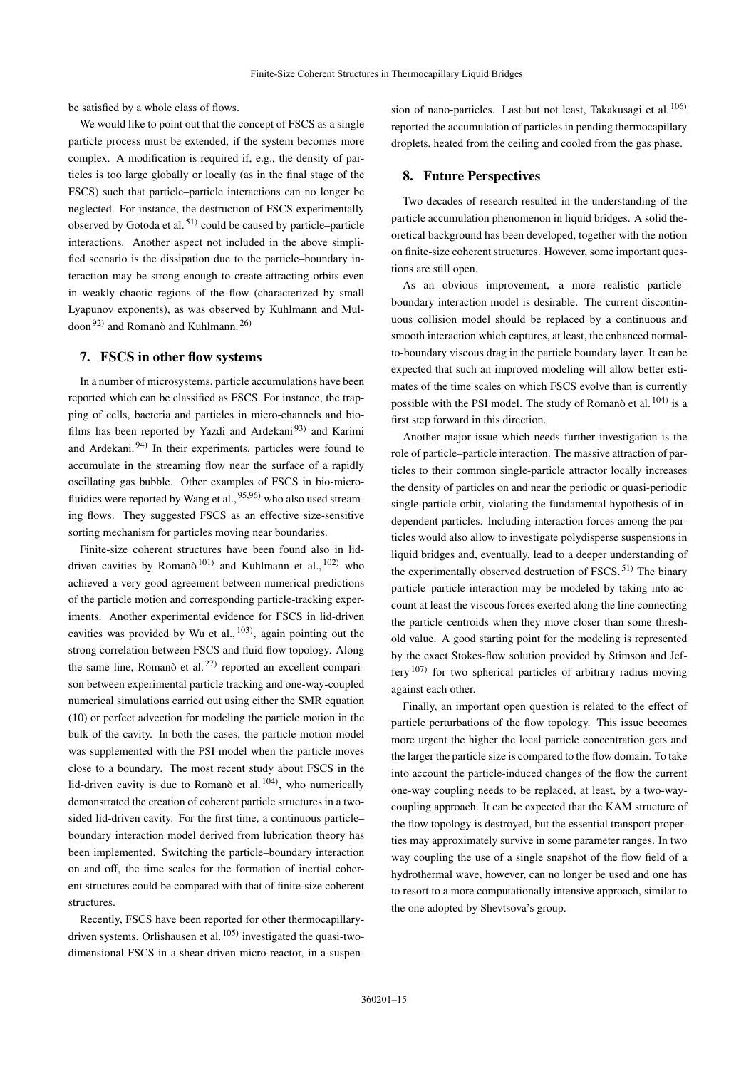be satisfied by a whole class of flows.

We would like to point out that the concept of FSCS as a single particle process must be extended, if the system becomes more complex. A modification is required if, e.g., the density of particles is too large globally or locally (as in the final stage of the FSCS) such that particle–particle interactions can no longer be neglected. For instance, the destruction of FSCS experimentally observed by Gotoda et al.[51] could be caused by particle–particle interactions. Another aspect not included in the above simplified scenario is the dissipation due to the particle–boundary interaction may be strong enough to create attracting orbits even in weakly chaotic regions of the flow (characterized by small Lyapunov exponents), as was observed by Kuhlmann and Muldoon[92] and Romanò and Kuhlmann.[26]

## 7. FSCS in other flow systems

In a number of microsystems, particle accumulations have been reported which can be classified as FSCS. For instance, the trapping of cells, bacteria and particles in micro-channels and biofilms has been reported by Yazdi and Ardekani[93] and Karimi and Ardekani.[94] In their experiments, particles were found to accumulate in the streaming flow near the surface of a rapidly oscillating gas bubble. Other examples of FSCS in bio-microfluidics were reported by Wang et al.,[95,96] who also used streaming flows. They suggested FSCS as an effective size-sensitive sorting mechanism for particles moving near boundaries.

Finite-size coherent structures have been found also in lid-driven cavities by Romanò[101] and Kuhlmann et al.,[102] who achieved a very good agreement between numerical predictions of the particle motion and corresponding particle-tracking experiments. Another experimental evidence for FSCS in lid-driven cavities was provided by Wu et al.,[103], again pointing out the strong correlation between FSCS and fluid flow topology. Along the same line, Romanò et al.[27] reported an excellent comparison between experimental particle tracking and one-way-coupled numerical simulations carried out using either the SMR equation (10) or perfect advection for modeling the particle motion in the bulk of the cavity. In both the cases, the particle-motion model was supplemented with the PSI model when the particle moves close to a boundary. The most recent study about FSCS in the lid-driven cavity is due to Romanò et al.[104], who numerically demonstrated the creation of coherent particle structures in a two-sided lid-driven cavity. For the first time, a continuous particle–boundary interaction model derived from lubrication theory has been implemented. Switching the particle–boundary interaction on and off, the time scales for the formation of inertial coherent structures could be compared with that of finite-size coherent structures.

Recently, FSCS have been reported for other thermocapillary-driven systems. Orlishausen et al.[105] investigated the quasi-two-dimensional FSCS in a shear-driven micro-reactor, in a suspension of nano-particles. Last but not least, Takakusagi et al.[106] reported the accumulation of particles in pending thermocapillary droplets, heated from the ceiling and cooled from the gas phase.

## 8. Future Perspectives

Two decades of research resulted in the understanding of the particle accumulation phenomenon in liquid bridges. A solid theoretical background has been developed, together with the notion on finite-size coherent structures. However, some important questions are still open.

As an obvious improvement, a more realistic particle–boundary interaction model is desirable. The current discontinuous collision model should be replaced by a continuous and smooth interaction which captures, at least, the enhanced normal-to-boundary viscous drag in the particle boundary layer. It can be expected that such an improved modeling will allow better estimates of the time scales on which FSCS evolve than is currently possible with the PSI model. The study of Romanò et al.[104] is a first step forward in this direction.

Another major issue which needs further investigation is the role of particle–particle interaction. The massive attraction of particles to their common single-particle attractor locally increases the density of particles on and near the periodic or quasi-periodic single-particle orbit, violating the fundamental hypothesis of independent particles. Including interaction forces among the particles would also allow to investigate polydisperse suspensions in liquid bridges and, eventually, lead to a deeper understanding of the experimentally observed destruction of FSCS.[51] The binary particle–particle interaction may be modeled by taking into account at least the viscous forces exerted along the line connecting the particle centroids when they move closer than some threshold value. A good starting point for the modeling is represented by the exact Stokes-flow solution provided by Stimson and Jeffery[107] for two spherical particles of arbitrary radius moving against each other.

Finally, an important open question is related to the effect of particle perturbations of the flow topology. This issue becomes more urgent the higher the local particle concentration gets and the larger the particle size is compared to the flow domain. To take into account the particle-induced changes of the flow the current one-way coupling needs to be replaced, at least, by a two-way-coupling approach. It can be expected that the KAM structure of the flow topology is destroyed, but the essential transport properties may approximately survive in some parameter ranges. In two way coupling the use of a single snapshot of the flow field of a hydrothermal wave, however, can no longer be used and one has to resort to a more computationally intensive approach, similar to the one adopted by Shevtsova's group.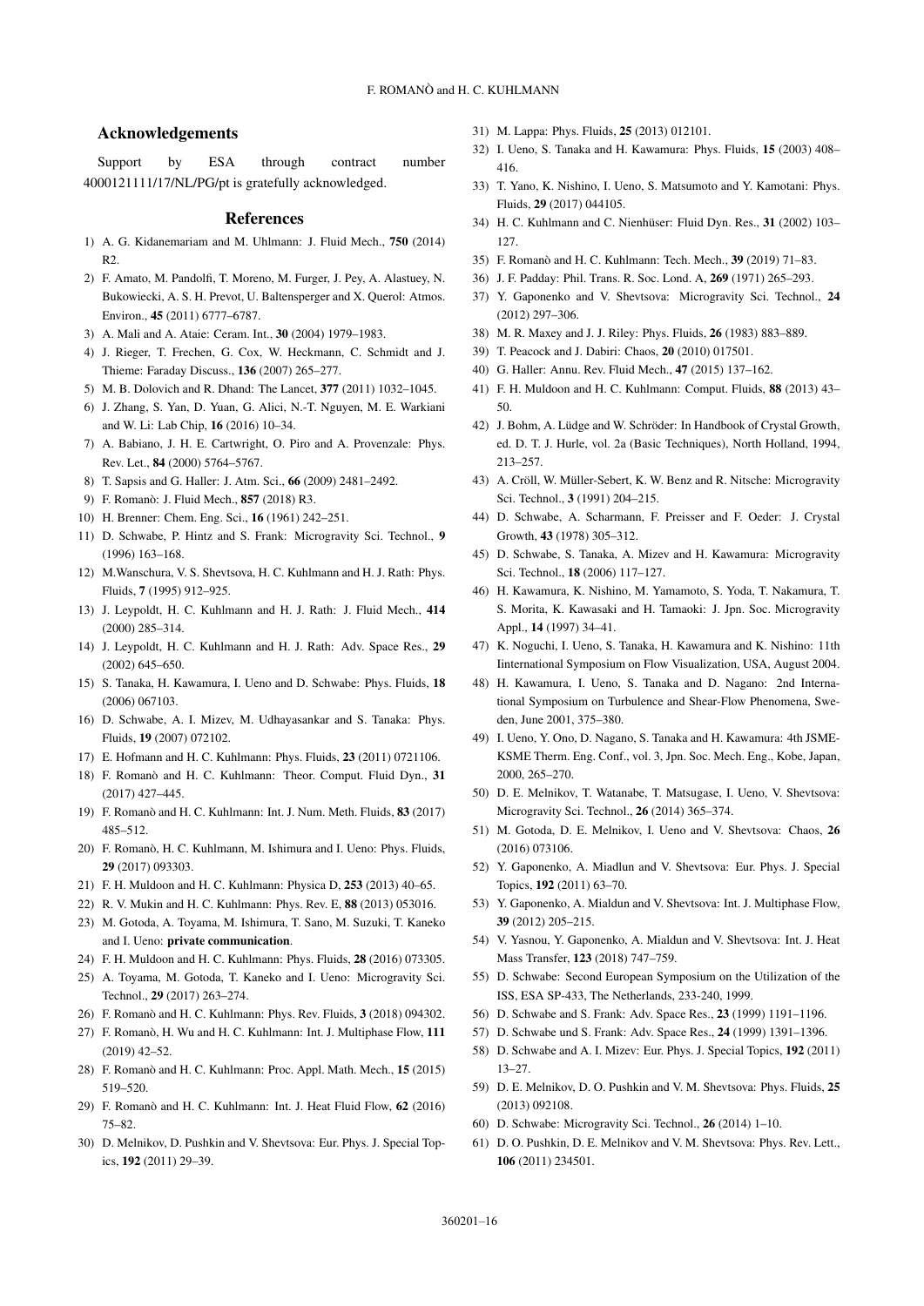## Acknowledgements

Support by ESA through contract number 4000121111/17/NL/PG/pt is gratefully acknowledged.

## References

1) A. G. Kidanemariam and M. Uhlmann: J. Fluid Mech., **750** (2014) R2.
2) F. Amato, M. Pandolfi, T. Moreno, M. Furger, J. Pey, A. Alastuey, N. Bukowiecki, A. S. H. Prevot, U. Baltensperger and X. Querol: Atmos. Environ., **45** (2011) 6777–6787.
3) A. Mali and A. Ataie: Ceram. Int., **30** (2004) 1979–1983.
4) J. Rieger, T. Frechen, G. Cox, W. Heckmann, C. Schmidt and J. Thieme: Faraday Discuss., **136** (2007) 265–277.
5) M. B. Dolovich and R. Dhand: The Lancet, **377** (2011) 1032–1045.
6) J. Zhang, S. Yan, D. Yuan, G. Alici, N.-T. Nguyen, M. E. Warkiani and W. Li: Lab Chip, **16** (2016) 10–34.
7) A. Babiano, J. H. E. Cartwright, O. Piro and A. Provenzale: Phys. Rev. Let., **84** (2000) 5764–5767.
8) T. Sapsis and G. Haller: J. Atm. Sci., **66** (2009) 2481–2492.
9) F. Romanò: J. Fluid Mech., **857** (2018) R3.
10) H. Brenner: Chem. Eng. Sci., **16** (1961) 242–251.
11) D. Schwabe, P. Hintz and S. Frank: Microgravity Sci. Technol., **9** (1996) 163–168.
12) M.Wanschura, V. S. Shevtsova, H. C. Kuhlmann and H. J. Rath: Phys. Fluids, **7** (1995) 912–925.
13) J. Leypoldt, H. C. Kuhlmann and H. J. Rath: J. Fluid Mech., **414** (2000) 285–314.
14) J. Leypoldt, H. C. Kuhlmann and H. J. Rath: Adv. Space Res., **29** (2002) 645–650.
15) S. Tanaka, H. Kawamura, I. Ueno and D. Schwabe: Phys. Fluids, **18** (2006) 067103.
16) D. Schwabe, A. I. Mizev, M. Udhayasankar and S. Tanaka: Phys. Fluids, **19** (2007) 072102.
17) E. Hofmann and H. C. Kuhlmann: Phys. Fluids, **23** (2011) 0721106.
18) F. Romanò and H. C. Kuhlmann: Theor. Comput. Fluid Dyn., **31** (2017) 427–445.
19) F. Romanò and H. C. Kuhlmann: Int. J. Num. Meth. Fluids, **83** (2017) 485–512.
20) F. Romanò, H. C. Kuhlmann, M. Ishimura and I. Ueno: Phys. Fluids, **29** (2017) 093303.
21) F. H. Muldoon and H. C. Kuhlmann: Physica D, **253** (2013) 40–65.
22) R. V. Mukin and H. C. Kuhlmann: Phys. Rev. E, **88** (2013) 053016.
23) M. Gotoda, A. Toyama, M. Ishimura, T. Sano, M. Suzuki, T. Kaneko and I. Ueno: **private communication**.
24) F. H. Muldoon and H. C. Kuhlmann: Phys. Fluids, **28** (2016) 073305.
25) A. Toyama, M. Gotoda, T. Kaneko and I. Ueno: Microgravity Sci. Technol., **29** (2017) 263–274.
26) F. Romanò and H. C. Kuhlmann: Phys. Rev. Fluids, **3** (2018) 094302.
27) F. Romanò, H. Wu and H. C. Kuhlmann: Int. J. Multiphase Flow, **111** (2019) 42–52.
28) F. Romanò and H. C. Kuhlmann: Proc. Appl. Math. Mech., **15** (2015) 519–520.
29) F. Romanò and H. C. Kuhlmann: Int. J. Heat Fluid Flow, **62** (2016) 75–82.
30) D. Melnikov, D. Pushkin and V. Shevtsova: Eur. Phys. J. Special Topics, **192** (2011) 29–39.
31) M. Lappa: Phys. Fluids, **25** (2013) 012101.
32) I. Ueno, S. Tanaka and H. Kawamura: Phys. Fluids, **15** (2003) 408–416.
33) T. Yano, K. Nishino, I. Ueno, S. Matsumoto and Y. Kamotani: Phys. Fluids, **29** (2017) 044105.
34) H. C. Kuhlmann and C. Nienhüser: Fluid Dyn. Res., **31** (2002) 103–127.
35) F. Romanò and H. C. Kuhlmann: Tech. Mech., **39** (2019) 71–83.
36) J. F. Padday: Phil. Trans. R. Soc. Lond. A, **269** (1971) 265–293.
37) Y. Gaponenko and V. Shevtsova: Microgravity Sci. Technol., **24** (2012) 297–306.
38) M. R. Maxey and J. J. Riley: Phys. Fluids, **26** (1983) 883–889.
39) T. Peacock and J. Dabiri: Chaos, **20** (2010) 017501.
40) G. Haller: Annu. Rev. Fluid Mech., **47** (2015) 137–162.
41) F. H. Muldoon and H. C. Kuhlmann: Comput. Fluids, **88** (2013) 43–50.
42) J. Bohm, A. Lüdge and W. Schröder: In Handbook of Crystal Growth, ed. D. T. J. Hurle, vol. 2a (Basic Techniques), North Holland, 1994, 213–257.
43) A. Cröll, W. Müller-Sebert, K. W. Benz and R. Nitsche: Microgravity Sci. Technol., **3** (1991) 204–215.
44) D. Schwabe, A. Scharmann, F. Preisser and F. Oeder: J. Crystal Growth, **43** (1978) 305–312.
45) D. Schwabe, S. Tanaka, A. Mizev and H. Kawamura: Microgravity Sci. Technol., **18** (2006) 117–127.
46) H. Kawamura, K. Nishino, M. Yamamoto, S. Yoda, T. Nakamura, T. S. Morita, K. Kawasaki and H. Tamaoki: J. Jpn. Soc. Microgravity Appl., **14** (1997) 34–41.
47) K. Noguchi, I. Ueno, S. Tanaka, H. Kawamura and K. Nishino: 11th Iinternational Symposium on Flow Visualization, USA, August 2004.
48) H. Kawamura, I. Ueno, S. Tanaka and D. Nagano: 2nd International Symposium on Turbulence and Shear-Flow Phenomena, Sweden, June 2001, 375–380.
49) I. Ueno, Y. Ono, D. Nagano, S. Tanaka and H. Kawamura: 4th JSME-KSME Therm. Eng. Conf., vol. 3, Jpn. Soc. Mech. Eng., Kobe, Japan, 2000, 265–270.
50) D. E. Melnikov, T. Watanabe, T. Matsugase, I. Ueno, V. Shevtsova: Microgravity Sci. Technol., **26** (2014) 365–374.
51) M. Gotoda, D. E. Melnikov, I. Ueno and V. Shevtsova: Chaos, **26** (2016) 073106.
52) Y. Gaponenko, A. Miadlun and V. Shevtsova: Eur. Phys. J. Special Topics, **192** (2011) 63–70.
53) Y. Gaponenko, A. Mialdun and V. Shevtsova: Int. J. Multiphase Flow, **39** (2012) 205–215.
54) V. Yasnou, Y. Gaponenko, A. Mialdun and V. Shevtsova: Int. J. Heat Mass Transfer, **123** (2018) 747–759.
55) D. Schwabe: Second European Symposium on the Utilization of the ISS, ESA SP-433, The Netherlands, 233-240, 1999.
56) D. Schwabe and S. Frank: Adv. Space Res., **23** (1999) 1191–1196.
57) D. Schwabe und S. Frank: Adv. Space Res., **24** (1999) 1391–1396.
58) D. Schwabe and A. I. Mizev: Eur. Phys. J. Special Topics, **192** (2011) 13–27.
59) D. E. Melnikov, D. O. Pushkin and V. M. Shevtsova: Phys. Fluids, **25** (2013) 092108.
60) D. Schwabe: Microgravity Sci. Technol., **26** (2014) 1–10.
61) D. O. Pushkin, D. E. Melnikov and V. M. Shevtsova: Phys. Rev. Lett., **106** (2011) 234501.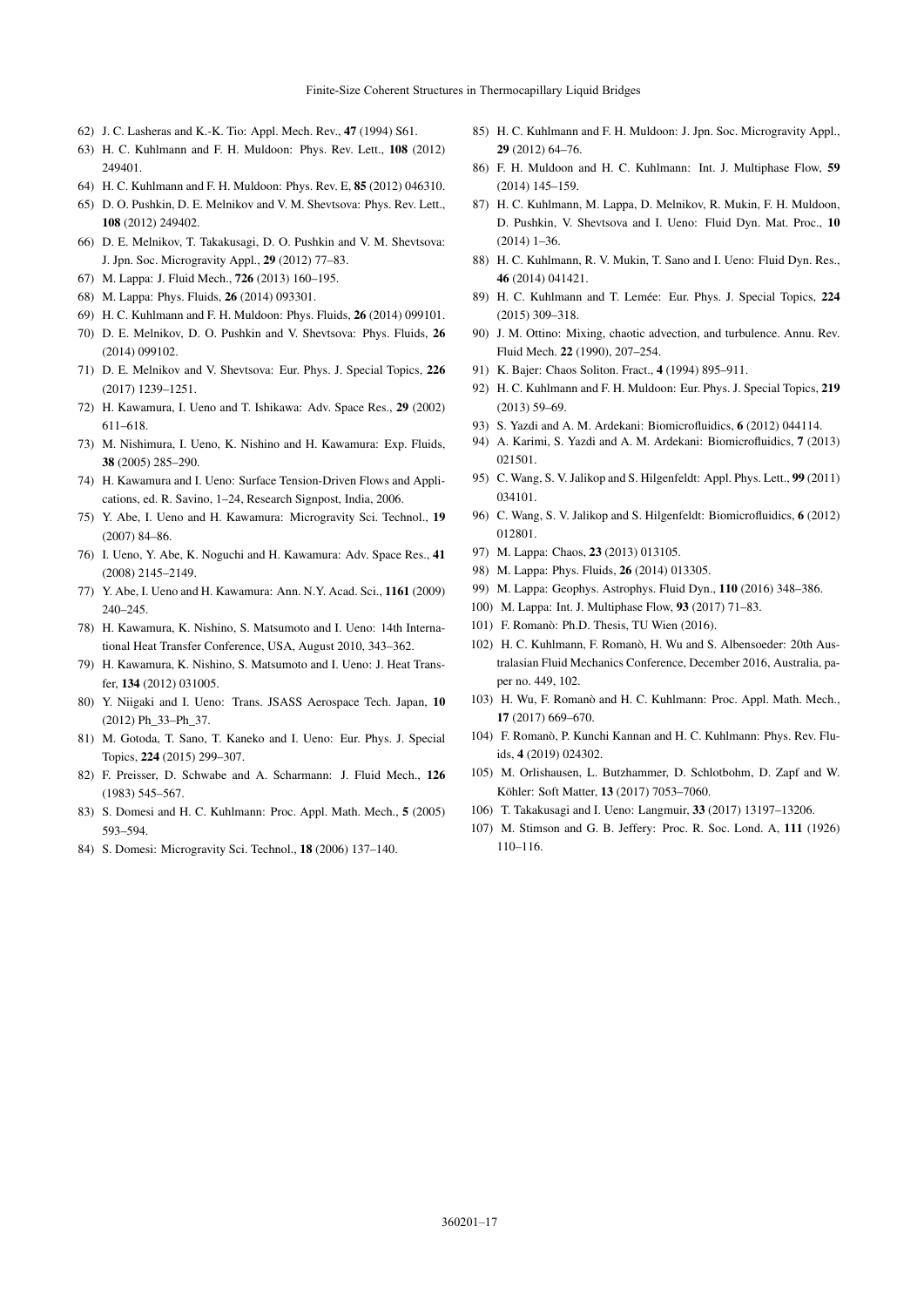62) J. C. Lasheras and K.-K. Tio: Appl. Mech. Rev., **47** (1994) S61.
63) H. C. Kuhlmann and F. H. Muldoon: Phys. Rev. Lett., **108** (2012) 249401.
64) H. C. Kuhlmann and F. H. Muldoon: Phys. Rev. E, **85** (2012) 046310.
65) D. O. Pushkin, D. E. Melnikov and V. M. Shevtsova: Phys. Rev. Lett., **108** (2012) 249402.
66) D. E. Melnikov, T. Takakusagi, D. O. Pushkin and V. M. Shevtsova: J. Jpn. Soc. Microgravity Appl., **29** (2012) 77–83.
67) M. Lappa: J. Fluid Mech., **726** (2013) 160–195.
68) M. Lappa: Phys. Fluids, **26** (2014) 093301.
69) H. C. Kuhlmann and F. H. Muldoon: Phys. Fluids, **26** (2014) 099101.
70) D. E. Melnikov, D. O. Pushkin and V. Shevtsova: Phys. Fluids, **26** (2014) 099102.
71) D. E. Melnikov and V. Shevtsova: Eur. Phys. J. Special Topics, **226** (2017) 1239–1251.
72) H. Kawamura, I. Ueno and T. Ishikawa: Adv. Space Res., **29** (2002) 611–618.
73) M. Nishimura, I. Ueno, K. Nishino and H. Kawamura: Exp. Fluids, **38** (2005) 285–290.
74) H. Kawamura and I. Ueno: Surface Tension-Driven Flows and Applications, ed. R. Savino, 1–24, Research Signpost, India, 2006.
75) Y. Abe, I. Ueno and H. Kawamura: Microgravity Sci. Technol., **19** (2007) 84–86.
76) I. Ueno, Y. Abe, K. Noguchi and H. Kawamura: Adv. Space Res., **41** (2008) 2145–2149.
77) Y. Abe, I. Ueno and H. Kawamura: Ann. N.Y. Acad. Sci., **1161** (2009) 240–245.
78) H. Kawamura, K. Nishino, S. Matsumoto and I. Ueno: 14th International Heat Transfer Conference, USA, August 2010, 343–362.
79) H. Kawamura, K. Nishino, S. Matsumoto and I. Ueno: J. Heat Transfer, **134** (2012) 031005.
80) Y. Niigaki and I. Ueno: Trans. JSASS Aerospace Tech. Japan, **10** (2012) Ph_33–Ph_37.
81) M. Gotoda, T. Sano, T. Kaneko and I. Ueno: Eur. Phys. J. Special Topics, **224** (2015) 299–307.
82) F. Preisser, D. Schwabe and A. Scharmann: J. Fluid Mech., **126** (1983) 545–567.
83) S. Domesi and H. C. Kuhlmann: Proc. Appl. Math. Mech., **5** (2005) 593–594.
84) S. Domesi: Microgravity Sci. Technol., **18** (2006) 137–140.
85) H. C. Kuhlmann and F. H. Muldoon: J. Jpn. Soc. Microgravity Appl., **29** (2012) 64–76.
86) F. H. Muldoon and H. C. Kuhlmann: Int. J. Multiphase Flow, **59** (2014) 145–159.
87) H. C. Kuhlmann, M. Lappa, D. Melnikov, R. Mukin, F. H. Muldoon, D. Pushkin, V. Shevtsova and I. Ueno: Fluid Dyn. Mat. Proc., **10** (2014) 1–36.
88) H. C. Kuhlmann, R. V. Mukin, T. Sano and I. Ueno: Fluid Dyn. Res., **46** (2014) 041421.
89) H. C. Kuhlmann and T. Lemée: Eur. Phys. J. Special Topics, **224** (2015) 309–318.
90) J. M. Ottino: Mixing, chaotic advection, and turbulence. Annu. Rev. Fluid Mech. **22** (1990), 207–254.
91) K. Bajer: Chaos Soliton. Fract., **4** (1994) 895–911.
92) H. C. Kuhlmann and F. H. Muldoon: Eur. Phys. J. Special Topics, **219** (2013) 59–69.
93) S. Yazdi and A. M. Ardekani: Biomicrofluidics, **6** (2012) 044114.
94) A. Karimi, S. Yazdi and A. M. Ardekani: Biomicrofluidics, **7** (2013) 021501.
95) C. Wang, S. V. Jalikop and S. Hilgenfeldt: Appl. Phys. Lett., **99** (2011) 034101.
96) C. Wang, S. V. Jalikop and S. Hilgenfeldt: Biomicrofluidics, **6** (2012) 012801.
97) M. Lappa: Chaos, **23** (2013) 013105.
98) M. Lappa: Phys. Fluids, **26** (2014) 013305.
99) M. Lappa: Geophys. Astrophys. Fluid Dyn., **110** (2016) 348–386.
100) M. Lappa: Int. J. Multiphase Flow, **93** (2017) 71–83.
101) F. Romanò: Ph.D. Thesis, TU Wien (2016).
102) H. C. Kuhlmann, F. Romanò, H. Wu and S. Albensoeder: 20th Australasian Fluid Mechanics Conference, December 2016, Australia, paper no. 449, 102.
103) H. Wu, F. Romanò and H. C. Kuhlmann: Proc. Appl. Math. Mech., **17** (2017) 669–670.
104) F. Romanò, P. Kunchi Kannan and H. C. Kuhlmann: Phys. Rev. Fluids, **4** (2019) 024302.
105) M. Orlishausen, L. Butzhammer, D. Schlotbohm, D. Zapf and W. Köhler: Soft Matter, **13** (2017) 7053–7060.
106) T. Takakusagi and I. Ueno: Langmuir, **33** (2017) 13197–13206.
107) M. Stimson and G. B. Jeffery: Proc. R. Soc. Lond. A, **111** (1926) 110–116.